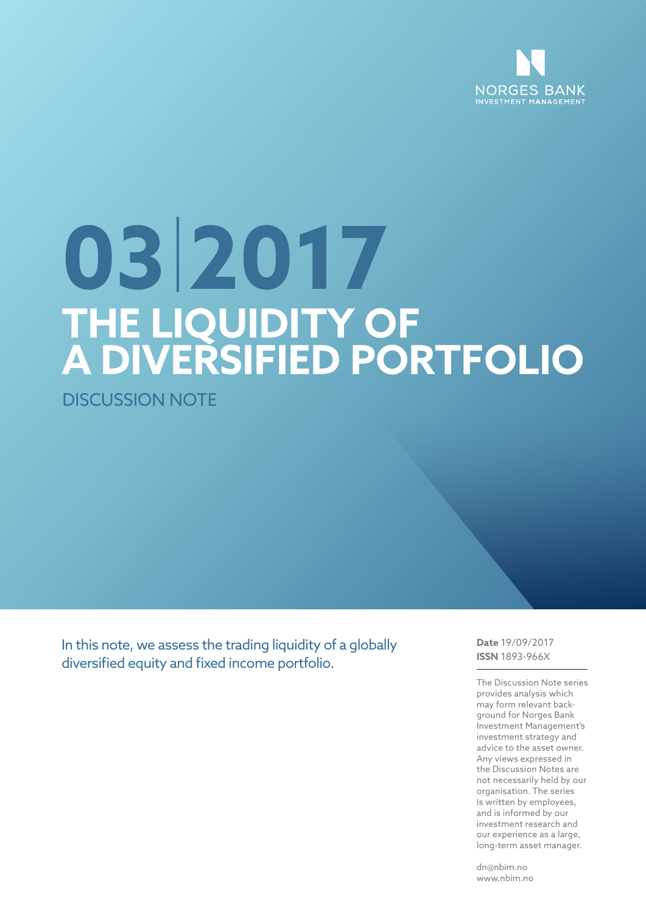NORGES BANK
INVESTMENT MANAGEMENT

# 03|2017

# THE LIQUIDITY OF A DIVERSIFIED PORTFOLIO

DISCUSSION NOTE

In this note, we assess the trading liquidity of a globally diversified equity and fixed income portfolio.

**Date** 19/09/2017
**ISSN** 1893-966X

The Discussion Note series provides analysis which may form relevant background for Norges Bank Investment Management's investment strategy and advice to the asset owner. Any views expressed in the Discussion Notes are not necessarily held by our organisation. The series is written by employees, and is informed by our investment research and our experience as a large, long-term asset manager.

dn@nbim.no
www.nbim.no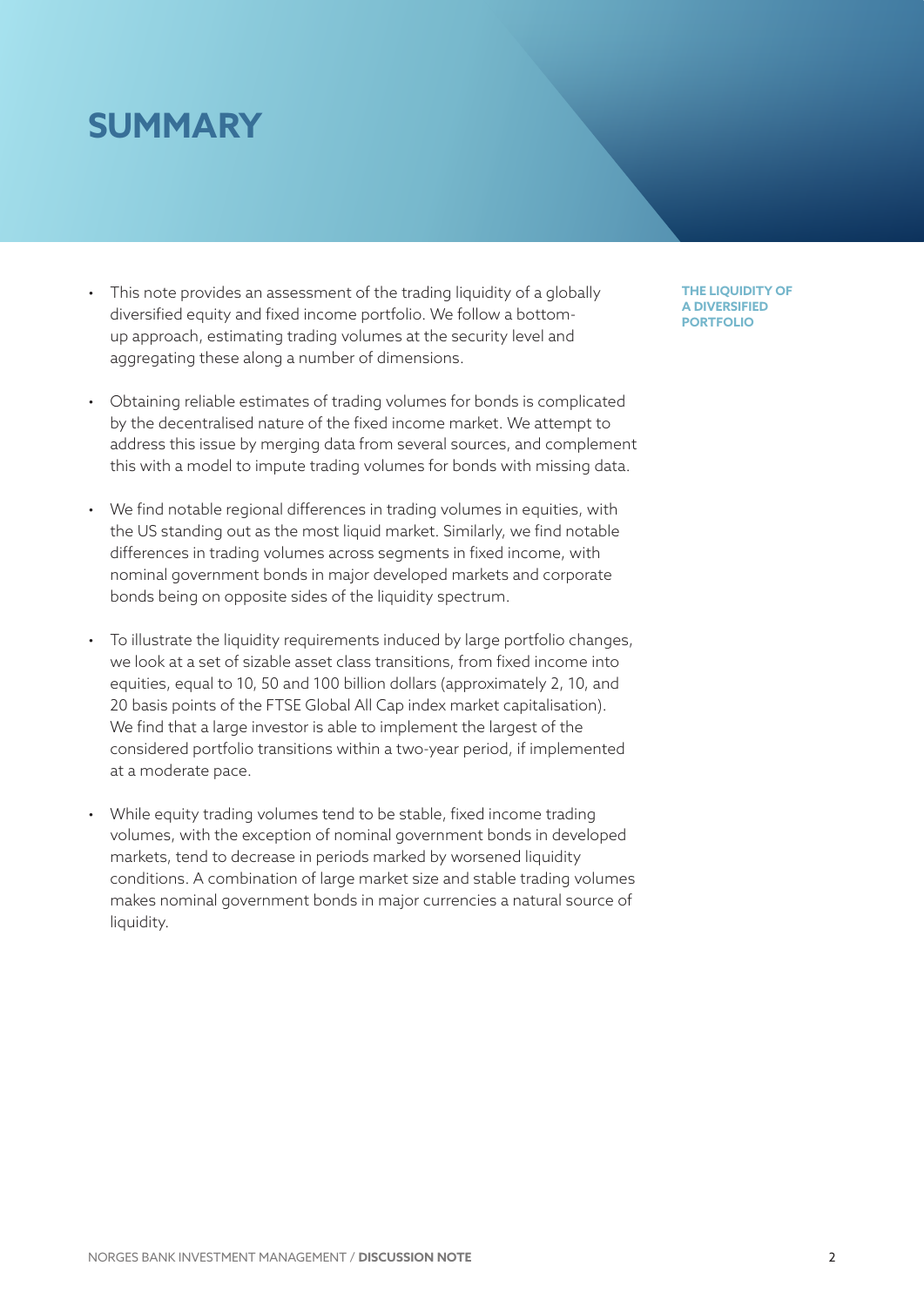# SUMMARY

- This note provides an assessment of the trading liquidity of a globally diversified equity and fixed income portfolio. We follow a bottom-up approach, estimating trading volumes at the security level and aggregating these along a number of dimensions.

- Obtaining reliable estimates of trading volumes for bonds is complicated by the decentralised nature of the fixed income market. We attempt to address this issue by merging data from several sources, and complement this with a model to impute trading volumes for bonds with missing data.

- We find notable regional differences in trading volumes in equities, with the US standing out as the most liquid market. Similarly, we find notable differences in trading volumes across segments in fixed income, with nominal government bonds in major developed markets and corporate bonds being on opposite sides of the liquidity spectrum.

- To illustrate the liquidity requirements induced by large portfolio changes, we look at a set of sizable asset class transitions, from fixed income into equities, equal to 10, 50 and 100 billion dollars (approximately 2, 10, and 20 basis points of the FTSE Global All Cap index market capitalisation). We find that a large investor is able to implement the largest of the considered portfolio transitions within a two-year period, if implemented at a moderate pace.

- While equity trading volumes tend to be stable, fixed income trading volumes, with the exception of nominal government bonds in developed markets, tend to decrease in periods marked by worsened liquidity conditions. A combination of large market size and stable trading volumes makes nominal government bonds in major currencies a natural source of liquidity.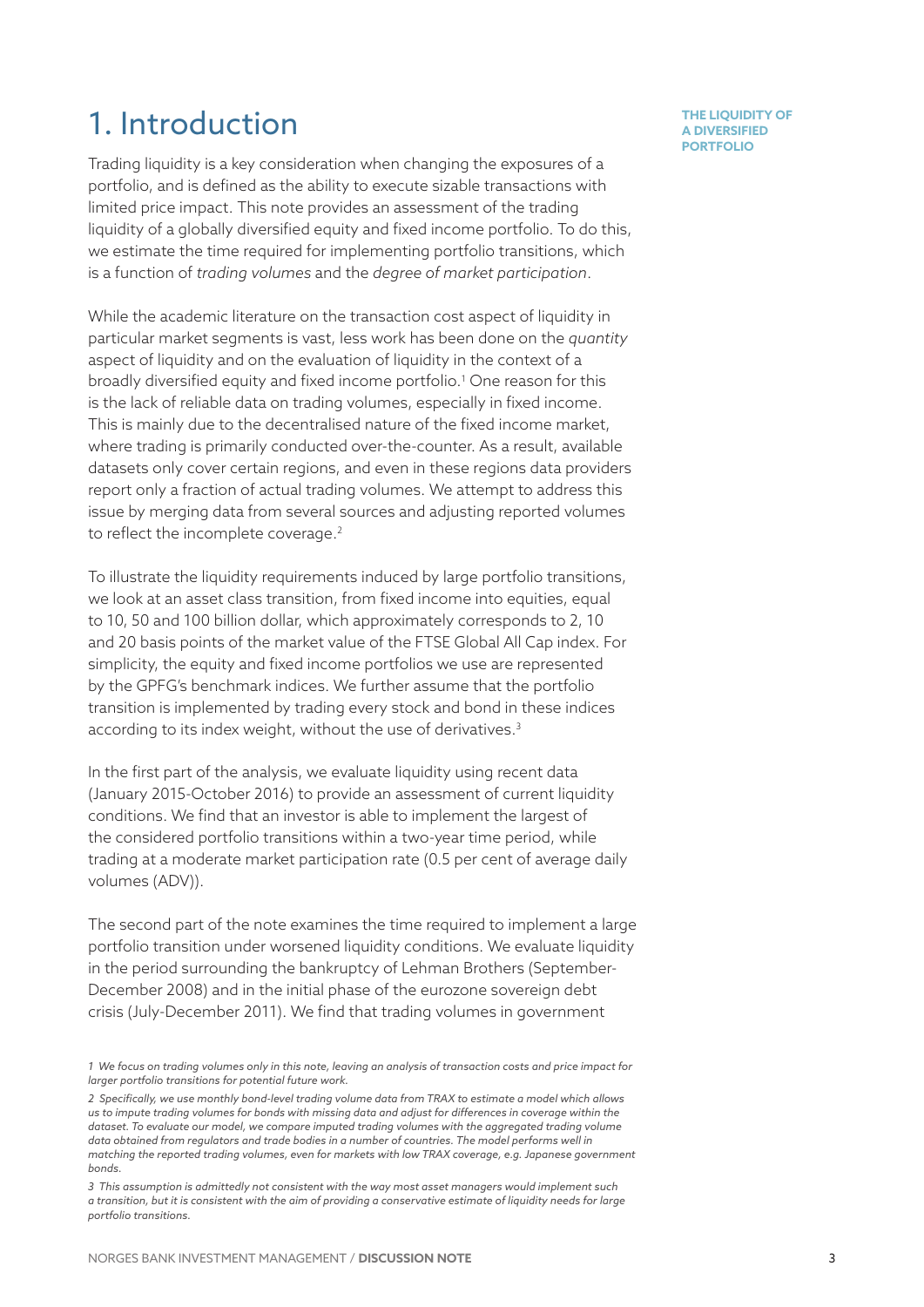# 1. Introduction

Trading liquidity is a key consideration when changing the exposures of a portfolio, and is defined as the ability to execute sizable transactions with limited price impact. This note provides an assessment of the trading liquidity of a globally diversified equity and fixed income portfolio. To do this, we estimate the time required for implementing portfolio transitions, which is a function of *trading volumes* and the *degree of market participation*.

While the academic literature on the transaction cost aspect of liquidity in particular market segments is vast, less work has been done on the *quantity* aspect of liquidity and on the evaluation of liquidity in the context of a broadly diversified equity and fixed income portfolio.[1] One reason for this is the lack of reliable data on trading volumes, especially in fixed income. This is mainly due to the decentralised nature of the fixed income market, where trading is primarily conducted over-the-counter. As a result, available datasets only cover certain regions, and even in these regions data providers report only a fraction of actual trading volumes. We attempt to address this issue by merging data from several sources and adjusting reported volumes to reflect the incomplete coverage.[2]

To illustrate the liquidity requirements induced by large portfolio transitions, we look at an asset class transition, from fixed income into equities, equal to 10, 50 and 100 billion dollar, which approximately corresponds to 2, 10 and 20 basis points of the market value of the FTSE Global All Cap index. For simplicity, the equity and fixed income portfolios we use are represented by the GPFG's benchmark indices. We further assume that the portfolio transition is implemented by trading every stock and bond in these indices according to its index weight, without the use of derivatives.[3]

In the first part of the analysis, we evaluate liquidity using recent data (January 2015-October 2016) to provide an assessment of current liquidity conditions. We find that an investor is able to implement the largest of the considered portfolio transitions within a two-year time period, while trading at a moderate market participation rate (0.5 per cent of average daily volumes (ADV)).

The second part of the note examines the time required to implement a large portfolio transition under worsened liquidity conditions. We evaluate liquidity in the period surrounding the bankruptcy of Lehman Brothers (September-December 2008) and in the initial phase of the eurozone sovereign debt crisis (July-December 2011). We find that trading volumes in government

*1 We focus on trading volumes only in this note, leaving an analysis of transaction costs and price impact for larger portfolio transitions for potential future work.*

*2 Specifically, we use monthly bond-level trading volume data from TRAX to estimate a model which allows us to impute trading volumes for bonds with missing data and adjust for differences in coverage within the dataset. To evaluate our model, we compare imputed trading volumes with the aggregated trading volume data obtained from regulators and trade bodies in a number of countries. The model performs well in matching the reported trading volumes, even for markets with low TRAX coverage, e.g. Japanese government bonds.*

*3 This assumption is admittedly not consistent with the way most asset managers would implement such a transition, but it is consistent with the aim of providing a conservative estimate of liquidity needs for large portfolio transitions.*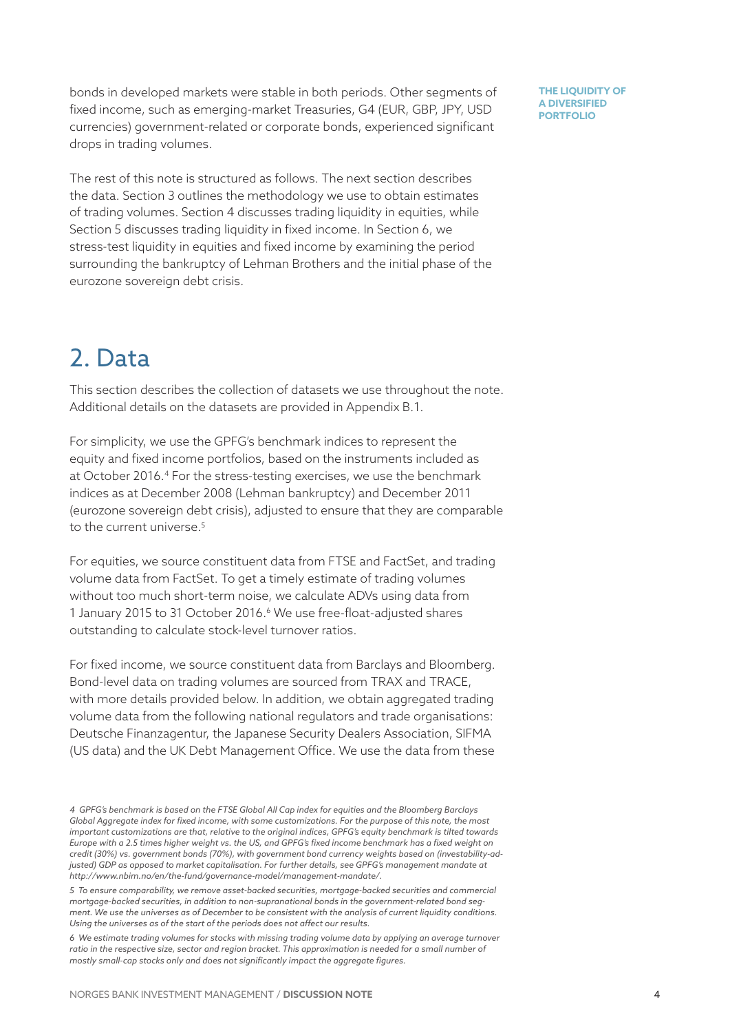bonds in developed markets were stable in both periods. Other segments of fixed income, such as emerging-market Treasuries, G4 (EUR, GBP, JPY, USD currencies) government-related or corporate bonds, experienced significant drops in trading volumes.

The rest of this note is structured as follows. The next section describes the data. Section 3 outlines the methodology we use to obtain estimates of trading volumes. Section 4 discusses trading liquidity in equities, while Section 5 discusses trading liquidity in fixed income. In Section 6, we stress-test liquidity in equities and fixed income by examining the period surrounding the bankruptcy of Lehman Brothers and the initial phase of the eurozone sovereign debt crisis.

## 2. Data

This section describes the collection of datasets we use throughout the note. Additional details on the datasets are provided in Appendix B.1.

For simplicity, we use the GPFG's benchmark indices to represent the equity and fixed income portfolios, based on the instruments included as at October 2016.[4] For the stress-testing exercises, we use the benchmark indices as at December 2008 (Lehman bankruptcy) and December 2011 (eurozone sovereign debt crisis), adjusted to ensure that they are comparable to the current universe.[5]

For equities, we source constituent data from FTSE and FactSet, and trading volume data from FactSet. To get a timely estimate of trading volumes without too much short-term noise, we calculate ADVs using data from 1 January 2015 to 31 October 2016.[6] We use free-float-adjusted shares outstanding to calculate stock-level turnover ratios.

For fixed income, we source constituent data from Barclays and Bloomberg. Bond-level data on trading volumes are sourced from TRAX and TRACE, with more details provided below. In addition, we obtain aggregated trading volume data from the following national regulators and trade organisations: Deutsche Finanzagentur, the Japanese Security Dealers Association, SIFMA (US data) and the UK Debt Management Office. We use the data from these

*4 GPFG's benchmark is based on the FTSE Global All Cap index for equities and the Bloomberg Barclays Global Aggregate index for fixed income, with some customizations. For the purpose of this note, the most important customizations are that, relative to the original indices, GPFG's equity benchmark is tilted towards Europe with a 2.5 times higher weight vs. the US, and GPFG's fixed income benchmark has a fixed weight on credit (30%) vs. government bonds (70%), with government bond currency weights based on (investability-adjusted) GDP as opposed to market capitalisation. For further details, see GPFG's management mandate at http://www.nbim.no/en/the-fund/governance-model/management-mandate/.*

*5 To ensure comparability, we remove asset-backed securities, mortgage-backed securities and commercial mortgage-backed securities, in addition to non-supranational bonds in the government-related bond segment. We use the universes as of December to be consistent with the analysis of current liquidity conditions. Using the universes as of the start of the periods does not affect our results.*

*6 We estimate trading volumes for stocks with missing trading volume data by applying an average turnover ratio in the respective size, sector and region bracket. This approximation is needed for a small number of mostly small-cap stocks only and does not significantly impact the aggregate figures.*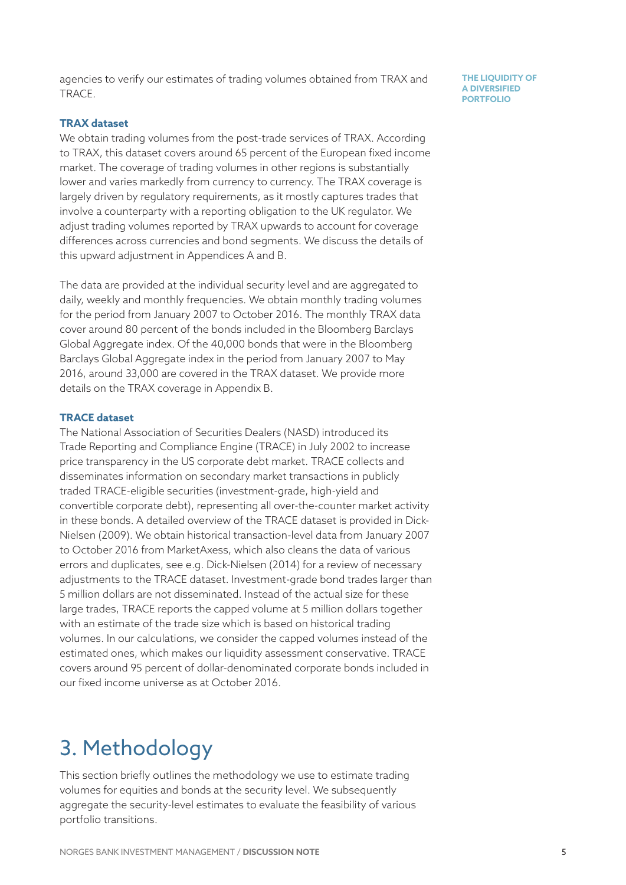agencies to verify our estimates of trading volumes obtained from TRAX and TRACE.

### TRAX dataset

We obtain trading volumes from the post-trade services of TRAX. According to TRAX, this dataset covers around 65 percent of the European fixed income market. The coverage of trading volumes in other regions is substantially lower and varies markedly from currency to currency. The TRAX coverage is largely driven by regulatory requirements, as it mostly captures trades that involve a counterparty with a reporting obligation to the UK regulator. We adjust trading volumes reported by TRAX upwards to account for coverage differences across currencies and bond segments. We discuss the details of this upward adjustment in Appendices A and B.

The data are provided at the individual security level and are aggregated to daily, weekly and monthly frequencies. We obtain monthly trading volumes for the period from January 2007 to October 2016. The monthly TRAX data cover around 80 percent of the bonds included in the Bloomberg Barclays Global Aggregate index. Of the 40,000 bonds that were in the Bloomberg Barclays Global Aggregate index in the period from January 2007 to May 2016, around 33,000 are covered in the TRAX dataset. We provide more details on the TRAX coverage in Appendix B.

### TRACE dataset

The National Association of Securities Dealers (NASD) introduced its Trade Reporting and Compliance Engine (TRACE) in July 2002 to increase price transparency in the US corporate debt market. TRACE collects and disseminates information on secondary market transactions in publicly traded TRACE-eligible securities (investment-grade, high-yield and convertible corporate debt), representing all over-the-counter market activity in these bonds. A detailed overview of the TRACE dataset is provided in Dick-Nielsen (2009). We obtain historical transaction-level data from January 2007 to October 2016 from MarketAxess, which also cleans the data of various errors and duplicates, see e.g. Dick-Nielsen (2014) for a review of necessary adjustments to the TRACE dataset. Investment-grade bond trades larger than 5 million dollars are not disseminated. Instead of the actual size for these large trades, TRACE reports the capped volume at 5 million dollars together with an estimate of the trade size which is based on historical trading volumes. In our calculations, we consider the capped volumes instead of the estimated ones, which makes our liquidity assessment conservative. TRACE covers around 95 percent of dollar-denominated corporate bonds included in our fixed income universe as at October 2016.

# 3. Methodology

This section briefly outlines the methodology we use to estimate trading volumes for equities and bonds at the security level. We subsequently aggregate the security-level estimates to evaluate the feasibility of various portfolio transitions.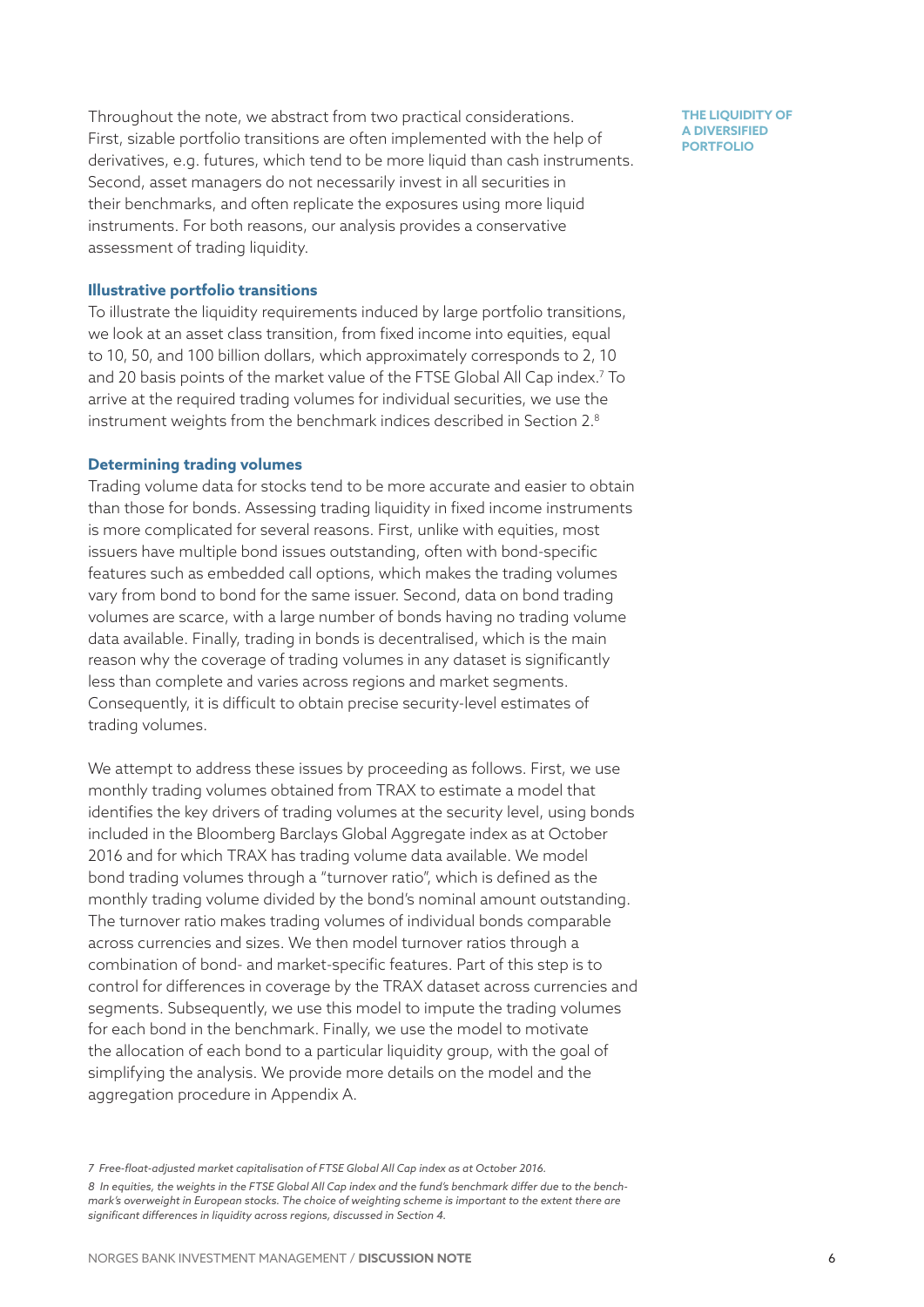Throughout the note, we abstract from two practical considerations. First, sizable portfolio transitions are often implemented with the help of derivatives, e.g. futures, which tend to be more liquid than cash instruments. Second, asset managers do not necessarily invest in all securities in their benchmarks, and often replicate the exposures using more liquid instruments. For both reasons, our analysis provides a conservative assessment of trading liquidity.

### Illustrative portfolio transitions

To illustrate the liquidity requirements induced by large portfolio transitions, we look at an asset class transition, from fixed income into equities, equal to 10, 50, and 100 billion dollars, which approximately corresponds to 2, 10 and 20 basis points of the market value of the FTSE Global All Cap index.[7] To arrive at the required trading volumes for individual securities, we use the instrument weights from the benchmark indices described in Section 2.[8]

### Determining trading volumes

Trading volume data for stocks tend to be more accurate and easier to obtain than those for bonds. Assessing trading liquidity in fixed income instruments is more complicated for several reasons. First, unlike with equities, most issuers have multiple bond issues outstanding, often with bond-specific features such as embedded call options, which makes the trading volumes vary from bond to bond for the same issuer. Second, data on bond trading volumes are scarce, with a large number of bonds having no trading volume data available. Finally, trading in bonds is decentralised, which is the main reason why the coverage of trading volumes in any dataset is significantly less than complete and varies across regions and market segments. Consequently, it is difficult to obtain precise security-level estimates of trading volumes.

We attempt to address these issues by proceeding as follows. First, we use monthly trading volumes obtained from TRAX to estimate a model that identifies the key drivers of trading volumes at the security level, using bonds included in the Bloomberg Barclays Global Aggregate index as at October 2016 and for which TRAX has trading volume data available. We model bond trading volumes through a "turnover ratio", which is defined as the monthly trading volume divided by the bond's nominal amount outstanding. The turnover ratio makes trading volumes of individual bonds comparable across currencies and sizes. We then model turnover ratios through a combination of bond- and market-specific features. Part of this step is to control for differences in coverage by the TRAX dataset across currencies and segments. Subsequently, we use this model to impute the trading volumes for each bond in the benchmark. Finally, we use the model to motivate the allocation of each bond to a particular liquidity group, with the goal of simplifying the analysis. We provide more details on the model and the aggregation procedure in Appendix A.

*7 Free-float-adjusted market capitalisation of FTSE Global All Cap index as at October 2016.*

*8 In equities, the weights in the FTSE Global All Cap index and the fund's benchmark differ due to the benchmark's overweight in European stocks. The choice of weighting scheme is important to the extent there are significant differences in liquidity across regions, discussed in Section 4.*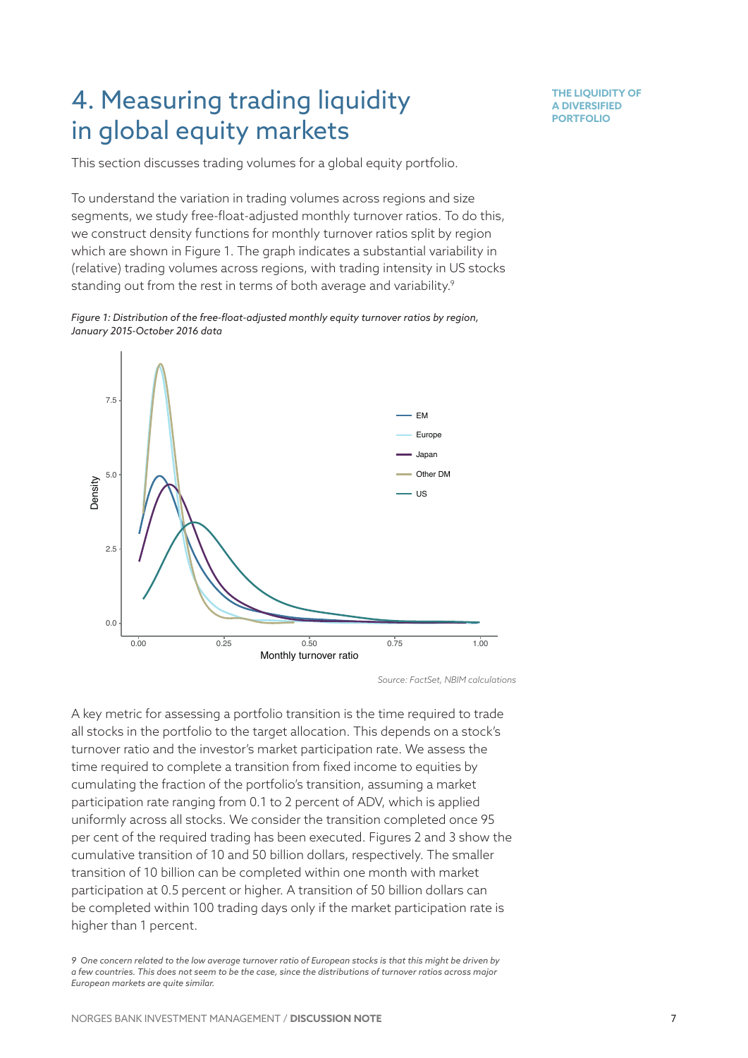# 4. Measuring trading liquidity in global equity markets

This section discusses trading volumes for a global equity portfolio.

To understand the variation in trading volumes across regions and size segments, we study free-float-adjusted monthly turnover ratios. To do this, we construct density functions for monthly turnover ratios split by region which are shown in Figure 1. The graph indicates a substantial variability in (relative) trading volumes across regions, with trading intensity in US stocks standing out from the rest in terms of both average and variability.[9]

*Figure 1: Distribution of the free-float-adjusted monthly equity turnover ratios by region, January 2015-October 2016 data*

*Source: FactSet, NBIM calculations*

A key metric for assessing a portfolio transition is the time required to trade all stocks in the portfolio to the target allocation. This depends on a stock's turnover ratio and the investor's market participation rate. We assess the time required to complete a transition from fixed income to equities by cumulating the fraction of the portfolio's transition, assuming a market participation rate ranging from 0.1 to 2 percent of ADV, which is applied uniformly across all stocks. We consider the transition completed once 95 per cent of the required trading has been executed. Figures 2 and 3 show the cumulative transition of 10 and 50 billion dollars, respectively. The smaller transition of 10 billion can be completed within one month with market participation at 0.5 percent or higher. A transition of 50 billion dollars can be completed within 100 trading days only if the market participation rate is higher than 1 percent.

*9 One concern related to the low average turnover ratio of European stocks is that this might be driven by a few countries. This does not seem to be the case, since the distributions of turnover ratios across major European markets are quite similar.*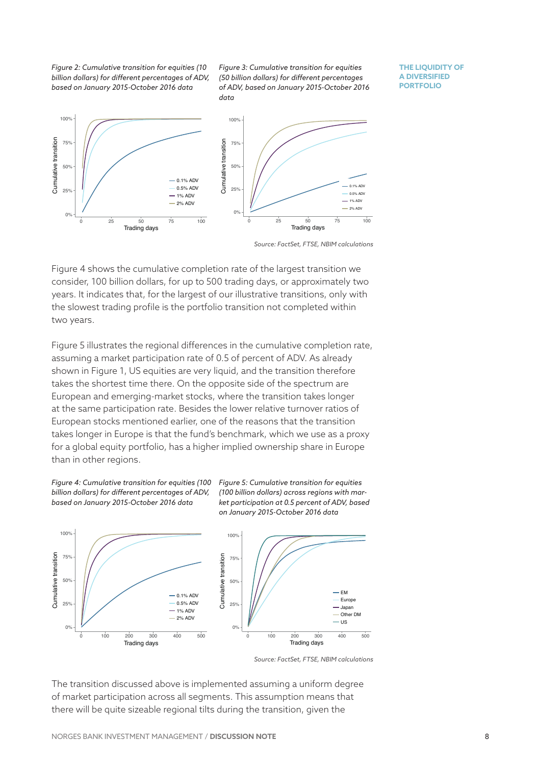*Figure 2: Cumulative transition for equities (10 billion dollars) for different percentages of ADV, based on January 2015-October 2016 data*

*Figure 3: Cumulative transition for equities (50 billion dollars) for different percentages of ADV, based on January 2015-October 2016 data*

*Source: FactSet, FTSE, NBIM calculations*

Figure 4 shows the cumulative completion rate of the largest transition we consider, 100 billion dollars, for up to 500 trading days, or approximately two years. It indicates that, for the largest of our illustrative transitions, only with the slowest trading profile is the portfolio transition not completed within two years.

Figure 5 illustrates the regional differences in the cumulative completion rate, assuming a market participation rate of 0.5 of percent of ADV. As already shown in Figure 1, US equities are very liquid, and the transition therefore takes the shortest time there. On the opposite side of the spectrum are European and emerging-market stocks, where the transition takes longer at the same participation rate. Besides the lower relative turnover ratios of European stocks mentioned earlier, one of the reasons that the transition takes longer in Europe is that the fund's benchmark, which we use as a proxy for a global equity portfolio, has a higher implied ownership share in Europe than in other regions.

*Figure 4: Cumulative transition for equities (100 billion dollars) for different percentages of ADV, based on January 2015-October 2016 data*

*Figure 5: Cumulative transition for equities (100 billion dollars) across regions with market participation at 0.5 percent of ADV, based on January 2015-October 2016 data*

*Source: FactSet, FTSE, NBIM calculations*

The transition discussed above is implemented assuming a uniform degree of market participation across all segments. This assumption means that there will be quite sizeable regional tilts during the transition, given the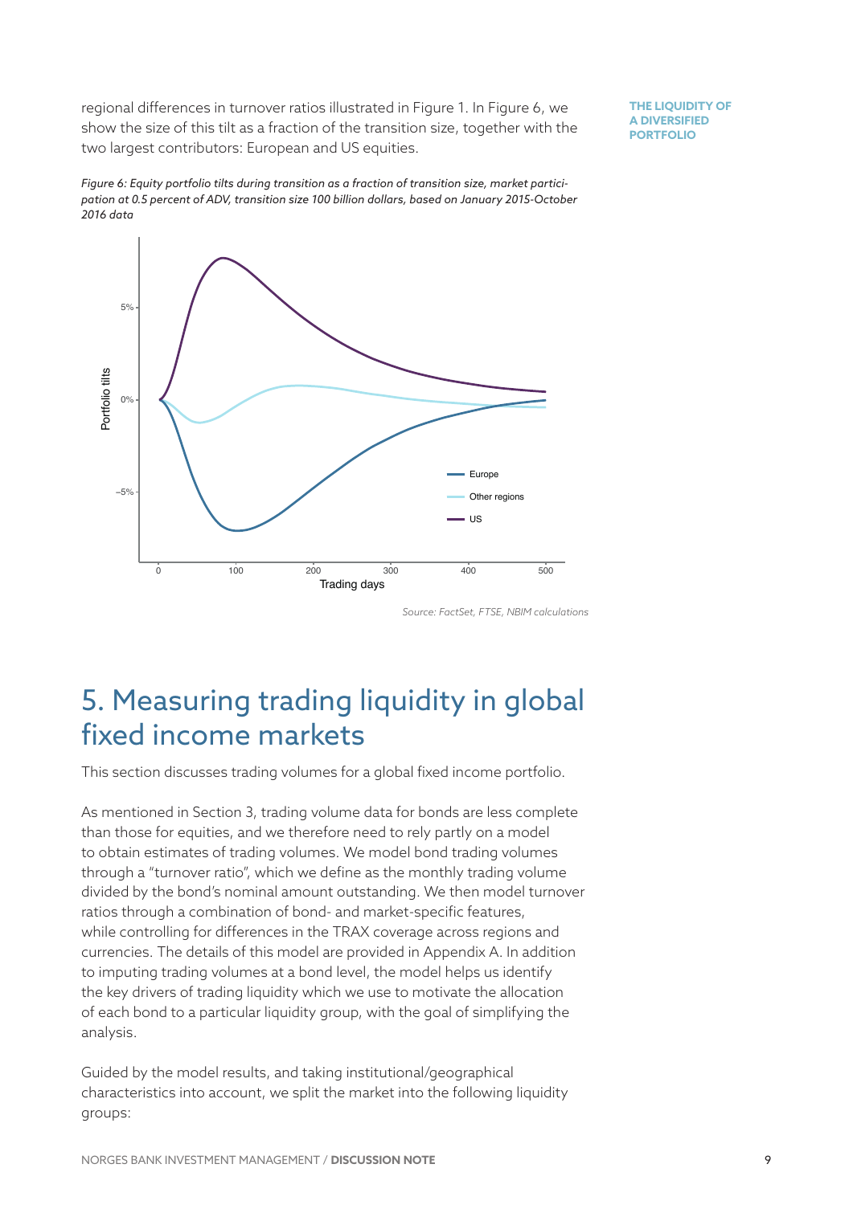regional differences in turnover ratios illustrated in Figure 1. In Figure 6, we show the size of this tilt as a fraction of the transition size, together with the two largest contributors: European and US equities.

*Figure 6: Equity portfolio tilts during transition as a fraction of transition size, market participation at 0.5 percent of ADV, transition size 100 billion dollars, based on January 2015-October 2016 data*

*Source: FactSet, FTSE, NBIM calculations*

# 5. Measuring trading liquidity in global fixed income markets

This section discusses trading volumes for a global fixed income portfolio.

As mentioned in Section 3, trading volume data for bonds are less complete than those for equities, and we therefore need to rely partly on a model to obtain estimates of trading volumes. We model bond trading volumes through a "turnover ratio", which we define as the monthly trading volume divided by the bond's nominal amount outstanding. We then model turnover ratios through a combination of bond- and market-specific features, while controlling for differences in the TRAX coverage across regions and currencies. The details of this model are provided in Appendix A. In addition to imputing trading volumes at a bond level, the model helps us identify the key drivers of trading liquidity which we use to motivate the allocation of each bond to a particular liquidity group, with the goal of simplifying the analysis.

Guided by the model results, and taking institutional/geographical characteristics into account, we split the market into the following liquidity groups: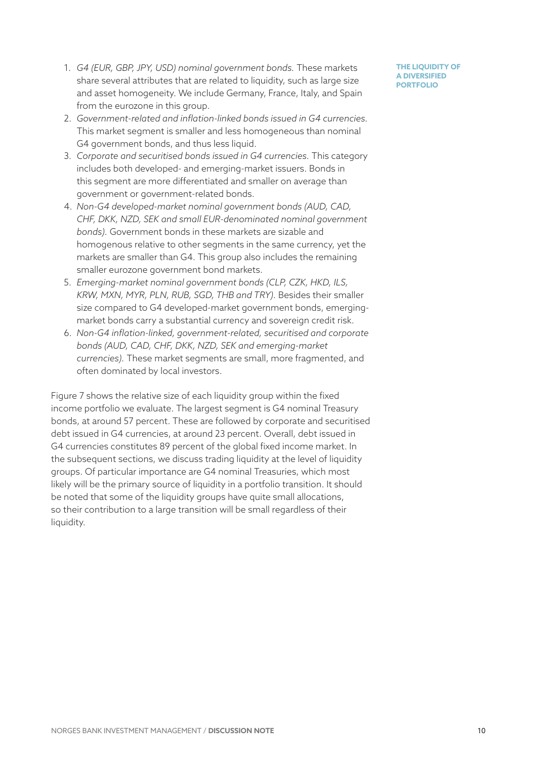1. *G4 (EUR, GBP, JPY, USD) nominal government bonds.* These markets share several attributes that are related to liquidity, such as large size and asset homogeneity. We include Germany, France, Italy, and Spain from the eurozone in this group.
2. *Government-related and inflation-linked bonds issued in G4 currencies.* This market segment is smaller and less homogeneous than nominal G4 government bonds, and thus less liquid.
3. *Corporate and securitised bonds issued in G4 currencies.* This category includes both developed- and emerging-market issuers. Bonds in this segment are more differentiated and smaller on average than government or government-related bonds.
4. *Non-G4 developed-market nominal government bonds (AUD, CAD, CHF, DKK, NZD, SEK and small EUR-denominated nominal government bonds).* Government bonds in these markets are sizable and homogenous relative to other segments in the same currency, yet the markets are smaller than G4. This group also includes the remaining smaller eurozone government bond markets.
5. *Emerging-market nominal government bonds (CLP, CZK, HKD, ILS, KRW, MXN, MYR, PLN, RUB, SGD, THB and TRY).* Besides their smaller size compared to G4 developed-market government bonds, emerging-market bonds carry a substantial currency and sovereign credit risk.
6. *Non-G4 inflation-linked, government-related, securitised and corporate bonds (AUD, CAD, CHF, DKK, NZD, SEK and emerging-market currencies).* These market segments are small, more fragmented, and often dominated by local investors.

Figure 7 shows the relative size of each liquidity group within the fixed income portfolio we evaluate. The largest segment is G4 nominal Treasury bonds, at around 57 percent. These are followed by corporate and securitised debt issued in G4 currencies, at around 23 percent. Overall, debt issued in G4 currencies constitutes 89 percent of the global fixed income market. In the subsequent sections, we discuss trading liquidity at the level of liquidity groups. Of particular importance are G4 nominal Treasuries, which most likely will be the primary source of liquidity in a portfolio transition. It should be noted that some of the liquidity groups have quite small allocations, so their contribution to a large transition will be small regardless of their liquidity.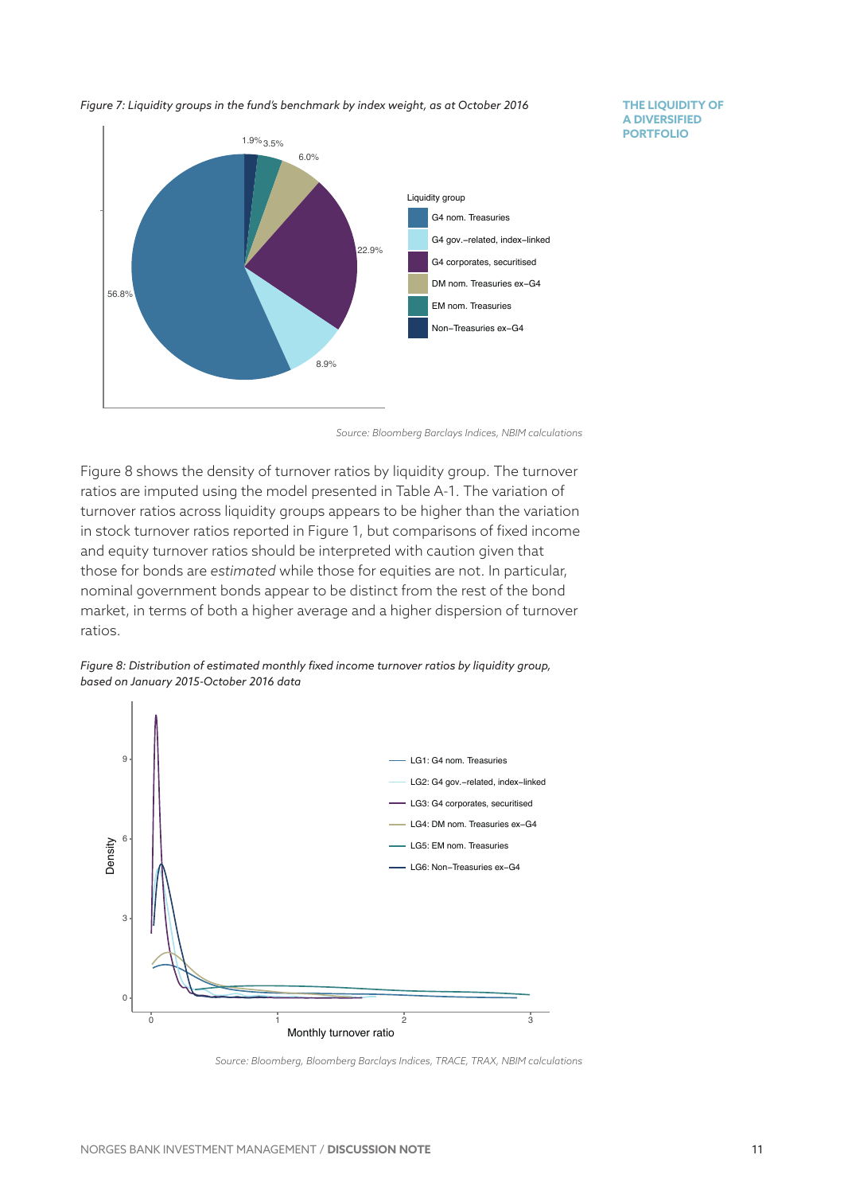*Figure 7: Liquidity groups in the fund's benchmark by index weight, as at October 2016*

Source: Bloomberg Barclays Indices, NBIM calculations

Figure 8 shows the density of turnover ratios by liquidity group. The turnover ratios are imputed using the model presented in Table A-1. The variation of turnover ratios across liquidity groups appears to be higher than the variation in stock turnover ratios reported in Figure 1, but comparisons of fixed income and equity turnover ratios should be interpreted with caution given that those for bonds are *estimated* while those for equities are not. In particular, nominal government bonds appear to be distinct from the rest of the bond market, in terms of both a higher average and a higher dispersion of turnover ratios.

*Figure 8: Distribution of estimated monthly fixed income turnover ratios by liquidity group, based on January 2015-October 2016 data*

Source: Bloomberg, Bloomberg Barclays Indices, TRACE, TRAX, NBIM calculations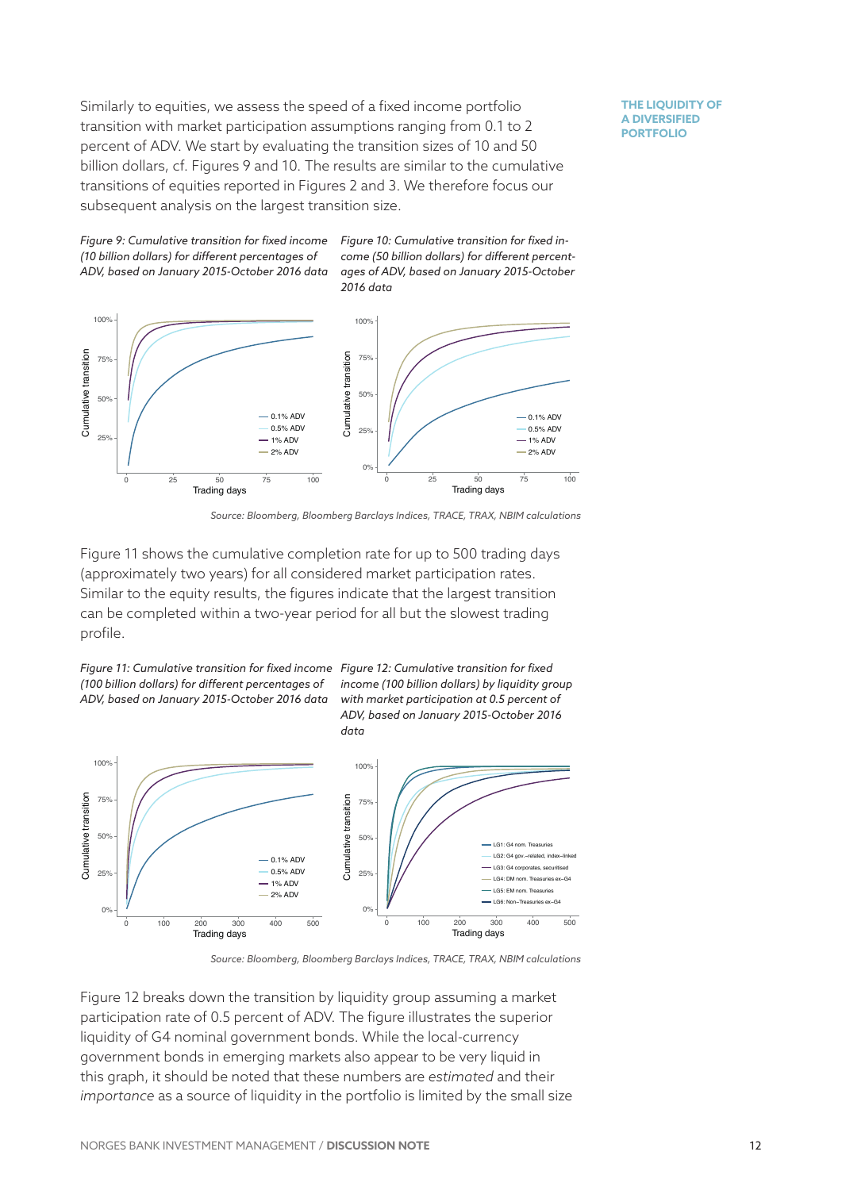Similarly to equities, we assess the speed of a fixed income portfolio transition with market participation assumptions ranging from 0.1 to 2 percent of ADV. We start by evaluating the transition sizes of 10 and 50 billion dollars, cf. Figures 9 and 10. The results are similar to the cumulative transitions of equities reported in Figures 2 and 3. We therefore focus our subsequent analysis on the largest transition size.

*Figure 9: Cumulative transition for fixed income (10 billion dollars) for different percentages of ADV, based on January 2015-October 2016 data*

*Figure 10: Cumulative transition for fixed income (50 billion dollars) for different percentages of ADV, based on January 2015-October 2016 data*

*Source: Bloomberg, Bloomberg Barclays Indices, TRACE, TRAX, NBIM calculations*

Figure 11 shows the cumulative completion rate for up to 500 trading days (approximately two years) for all considered market participation rates. Similar to the equity results, the figures indicate that the largest transition can be completed within a two-year period for all but the slowest trading profile.

*Figure 11: Cumulative transition for fixed income (100 billion dollars) for different percentages of ADV, based on January 2015-October 2016 data*

*Figure 12: Cumulative transition for fixed income (100 billion dollars) by liquidity group with market participation at 0.5 percent of ADV, based on January 2015-October 2016 data*

*Source: Bloomberg, Bloomberg Barclays Indices, TRACE, TRAX, NBIM calculations*

Figure 12 breaks down the transition by liquidity group assuming a market participation rate of 0.5 percent of ADV. The figure illustrates the superior liquidity of G4 nominal government bonds. While the local-currency government bonds in emerging markets also appear to be very liquid in this graph, it should be noted that these numbers are *estimated* and their *importance* as a source of liquidity in the portfolio is limited by the small size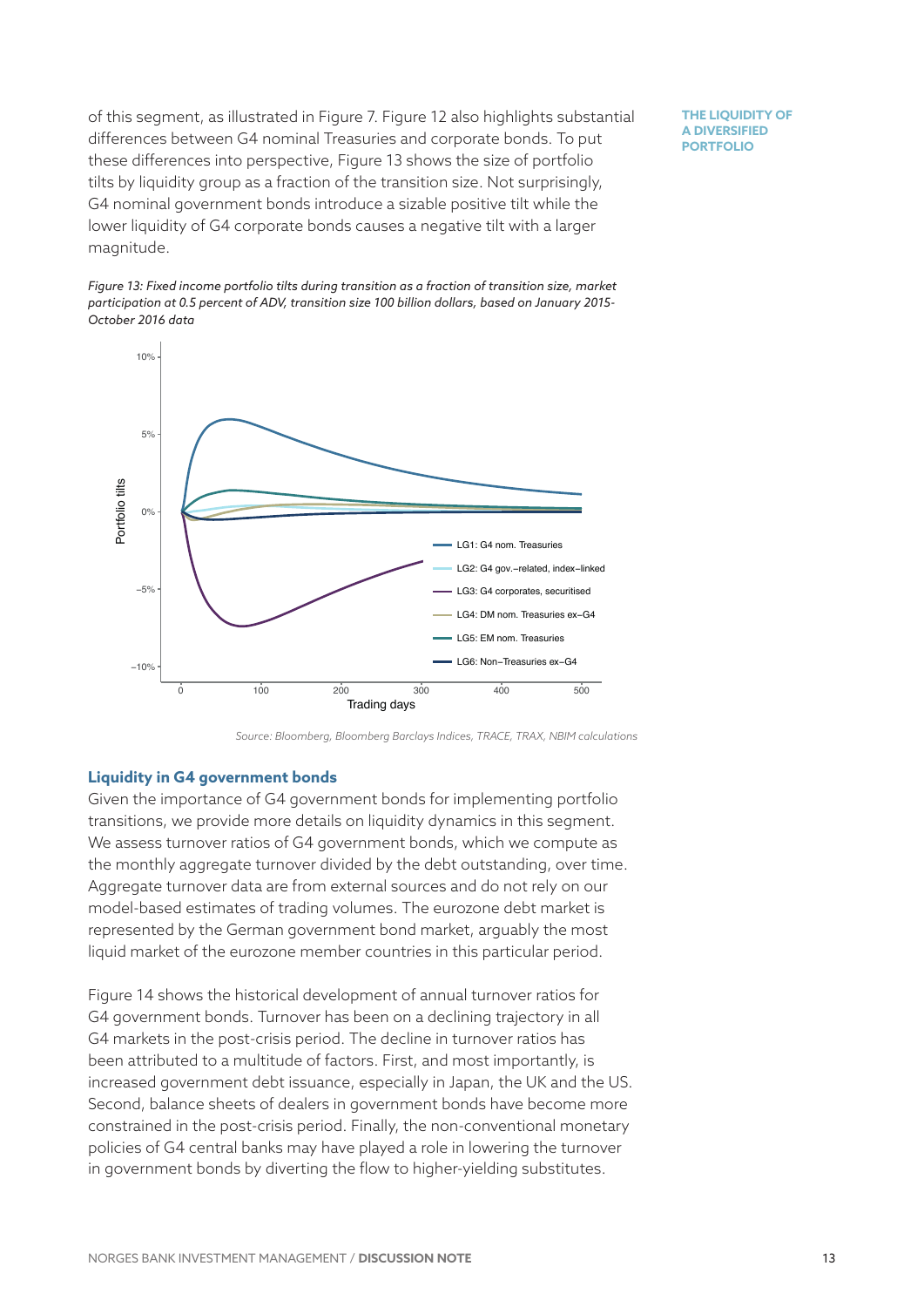of this segment, as illustrated in Figure 7. Figure 12 also highlights substantial differences between G4 nominal Treasuries and corporate bonds. To put these differences into perspective, Figure 13 shows the size of portfolio tilts by liquidity group as a fraction of the transition size. Not surprisingly, G4 nominal government bonds introduce a sizable positive tilt while the lower liquidity of G4 corporate bonds causes a negative tilt with a larger magnitude.

*Figure 13: Fixed income portfolio tilts during transition as a fraction of transition size, market participation at 0.5 percent of ADV, transition size 100 billion dollars, based on January 2015-October 2016 data*

*Source: Bloomberg, Bloomberg Barclays Indices, TRACE, TRAX, NBIM calculations*

## Liquidity in G4 government bonds

Given the importance of G4 government bonds for implementing portfolio transitions, we provide more details on liquidity dynamics in this segment. We assess turnover ratios of G4 government bonds, which we compute as the monthly aggregate turnover divided by the debt outstanding, over time. Aggregate turnover data are from external sources and do not rely on our model-based estimates of trading volumes. The eurozone debt market is represented by the German government bond market, arguably the most liquid market of the eurozone member countries in this particular period.

Figure 14 shows the historical development of annual turnover ratios for G4 government bonds. Turnover has been on a declining trajectory in all G4 markets in the post-crisis period. The decline in turnover ratios has been attributed to a multitude of factors. First, and most importantly, is increased government debt issuance, especially in Japan, the UK and the US. Second, balance sheets of dealers in government bonds have become more constrained in the post-crisis period. Finally, the non-conventional monetary policies of G4 central banks may have played a role in lowering the turnover in government bonds by diverting the flow to higher-yielding substitutes.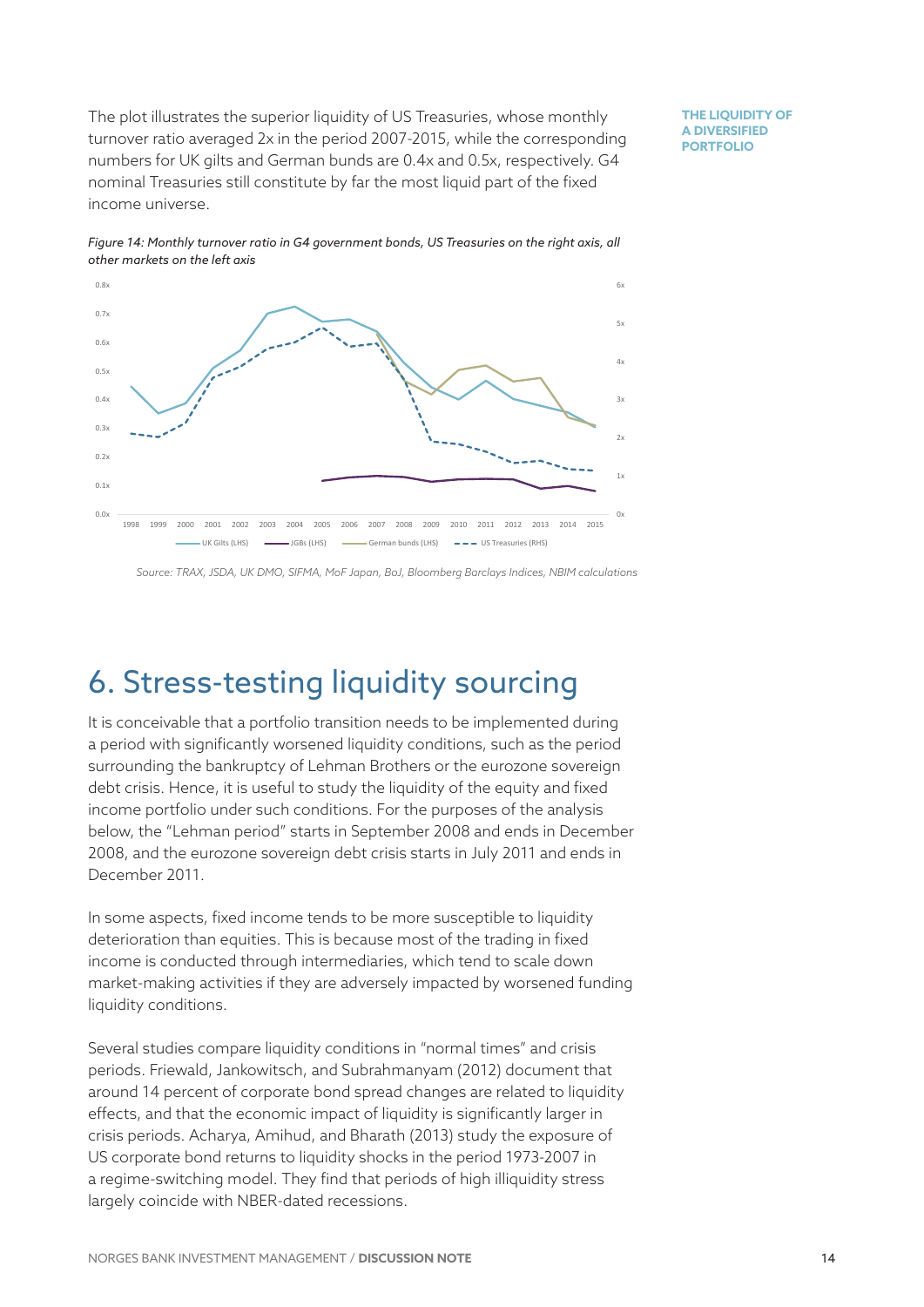The plot illustrates the superior liquidity of US Treasuries, whose monthly turnover ratio averaged 2x in the period 2007-2015, while the corresponding numbers for UK gilts and German bunds are 0.4x and 0.5x, respectively. G4 nominal Treasuries still constitute by far the most liquid part of the fixed income universe.

*Figure 14: Monthly turnover ratio in G4 government bonds, US Treasuries on the right axis, all other markets on the left axis*

*Source: TRAX, JSDA, UK DMO, SIFMA, MoF Japan, BoJ, Bloomberg Barclays Indices, NBIM calculations*

# 6. Stress-testing liquidity sourcing

It is conceivable that a portfolio transition needs to be implemented during a period with significantly worsened liquidity conditions, such as the period surrounding the bankruptcy of Lehman Brothers or the eurozone sovereign debt crisis. Hence, it is useful to study the liquidity of the equity and fixed income portfolio under such conditions. For the purposes of the analysis below, the "Lehman period" starts in September 2008 and ends in December 2008, and the eurozone sovereign debt crisis starts in July 2011 and ends in December 2011.

In some aspects, fixed income tends to be more susceptible to liquidity deterioration than equities. This is because most of the trading in fixed income is conducted through intermediaries, which tend to scale down market-making activities if they are adversely impacted by worsened funding liquidity conditions.

Several studies compare liquidity conditions in "normal times" and crisis periods. Friewald, Jankowitsch, and Subrahmanyam (2012) document that around 14 percent of corporate bond spread changes are related to liquidity effects, and that the economic impact of liquidity is significantly larger in crisis periods. Acharya, Amihud, and Bharath (2013) study the exposure of US corporate bond returns to liquidity shocks in the period 1973-2007 in a regime-switching model. They find that periods of high illiquidity stress largely coincide with NBER-dated recessions.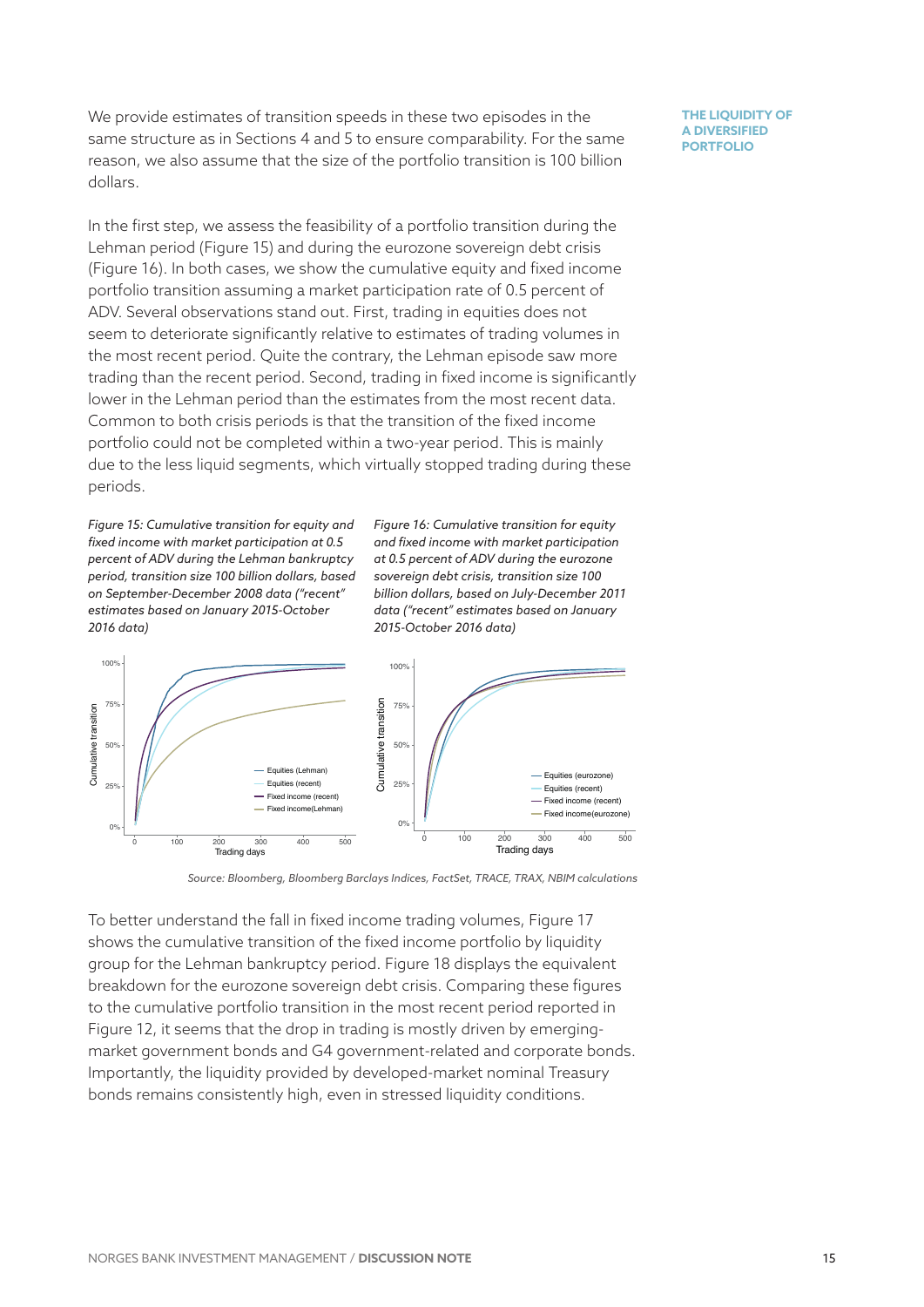We provide estimates of transition speeds in these two episodes in the same structure as in Sections 4 and 5 to ensure comparability. For the same reason, we also assume that the size of the portfolio transition is 100 billion dollars.

In the first step, we assess the feasibility of a portfolio transition during the Lehman period (Figure 15) and during the eurozone sovereign debt crisis (Figure 16). In both cases, we show the cumulative equity and fixed income portfolio transition assuming a market participation rate of 0.5 percent of ADV. Several observations stand out. First, trading in equities does not seem to deteriorate significantly relative to estimates of trading volumes in the most recent period. Quite the contrary, the Lehman episode saw more trading than the recent period. Second, trading in fixed income is significantly lower in the Lehman period than the estimates from the most recent data. Common to both crisis periods is that the transition of the fixed income portfolio could not be completed within a two-year period. This is mainly due to the less liquid segments, which virtually stopped trading during these periods.

*Figure 15: Cumulative transition for equity and fixed income with market participation at 0.5 percent of ADV during the Lehman bankruptcy period, transition size 100 billion dollars, based on September-December 2008 data ("recent" estimates based on January 2015-October 2016 data)*

*Figure 16: Cumulative transition for equity and fixed income with market participation at 0.5 percent of ADV during the eurozone sovereign debt crisis, transition size 100 billion dollars, based on July-December 2011 data ("recent" estimates based on January 2015-October 2016 data)*

*Source: Bloomberg, Bloomberg Barclays Indices, FactSet, TRACE, TRAX, NBIM calculations*

To better understand the fall in fixed income trading volumes, Figure 17 shows the cumulative transition of the fixed income portfolio by liquidity group for the Lehman bankruptcy period. Figure 18 displays the equivalent breakdown for the eurozone sovereign debt crisis. Comparing these figures to the cumulative portfolio transition in the most recent period reported in Figure 12, it seems that the drop in trading is mostly driven by emerging-market government bonds and G4 government-related and corporate bonds. Importantly, the liquidity provided by developed-market nominal Treasury bonds remains consistently high, even in stressed liquidity conditions.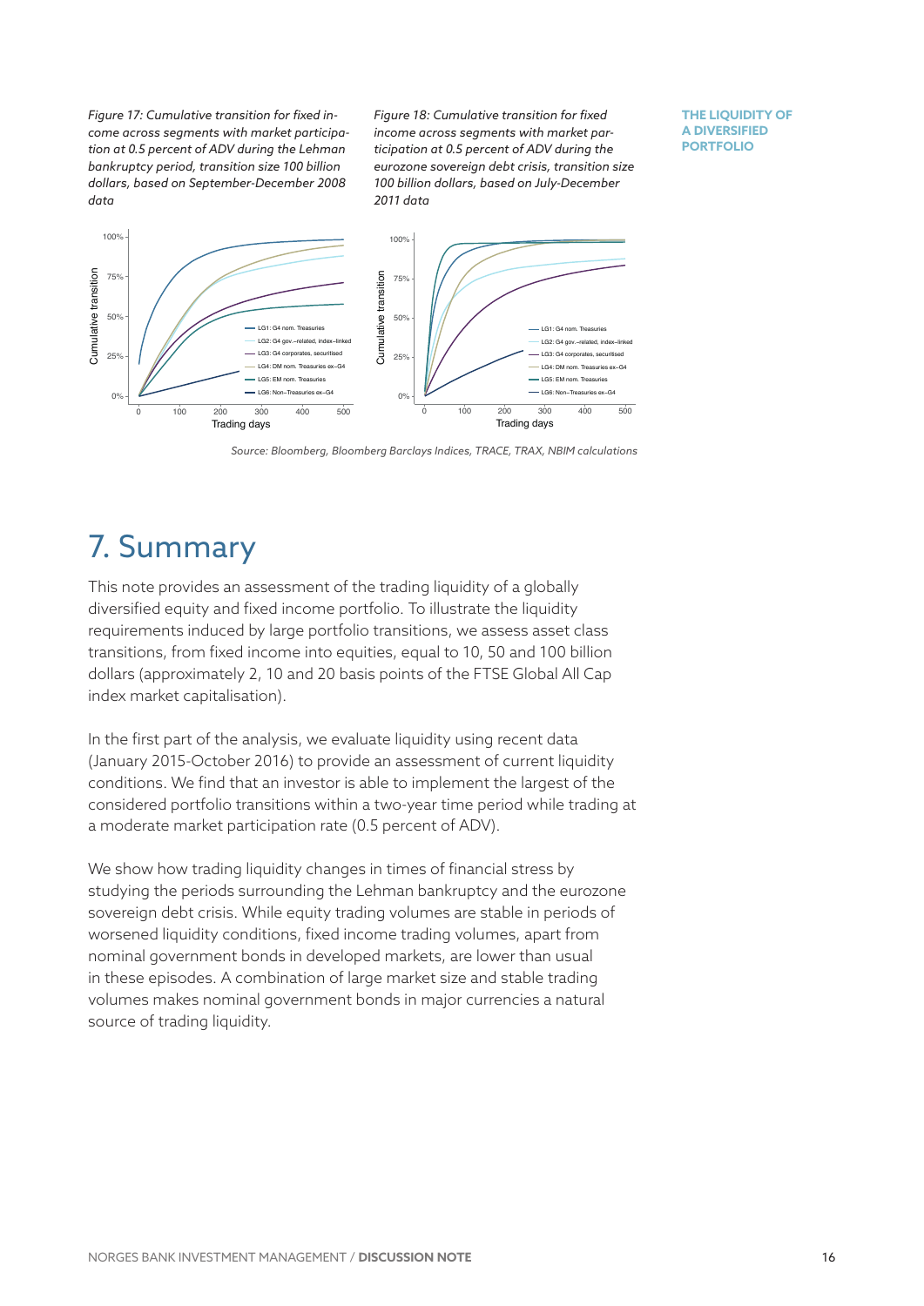*Figure 17: Cumulative transition for fixed income across segments with market participation at 0.5 percent of ADV during the Lehman bankruptcy period, transition size 100 billion dollars, based on September-December 2008 data*

*Figure 18: Cumulative transition for fixed income across segments with market participation at 0.5 percent of ADV during the eurozone sovereign debt crisis, transition size 100 billion dollars, based on July-December 2011 data*

*Source: Bloomberg, Bloomberg Barclays Indices, TRACE, TRAX, NBIM calculations*

# 7. Summary

This note provides an assessment of the trading liquidity of a globally diversified equity and fixed income portfolio. To illustrate the liquidity requirements induced by large portfolio transitions, we assess asset class transitions, from fixed income into equities, equal to 10, 50 and 100 billion dollars (approximately 2, 10 and 20 basis points of the FTSE Global All Cap index market capitalisation).

In the first part of the analysis, we evaluate liquidity using recent data (January 2015-October 2016) to provide an assessment of current liquidity conditions. We find that an investor is able to implement the largest of the considered portfolio transitions within a two-year time period while trading at a moderate market participation rate (0.5 percent of ADV).

We show how trading liquidity changes in times of financial stress by studying the periods surrounding the Lehman bankruptcy and the eurozone sovereign debt crisis. While equity trading volumes are stable in periods of worsened liquidity conditions, fixed income trading volumes, apart from nominal government bonds in developed markets, are lower than usual in these episodes. A combination of large market size and stable trading volumes makes nominal government bonds in major currencies a natural source of trading liquidity.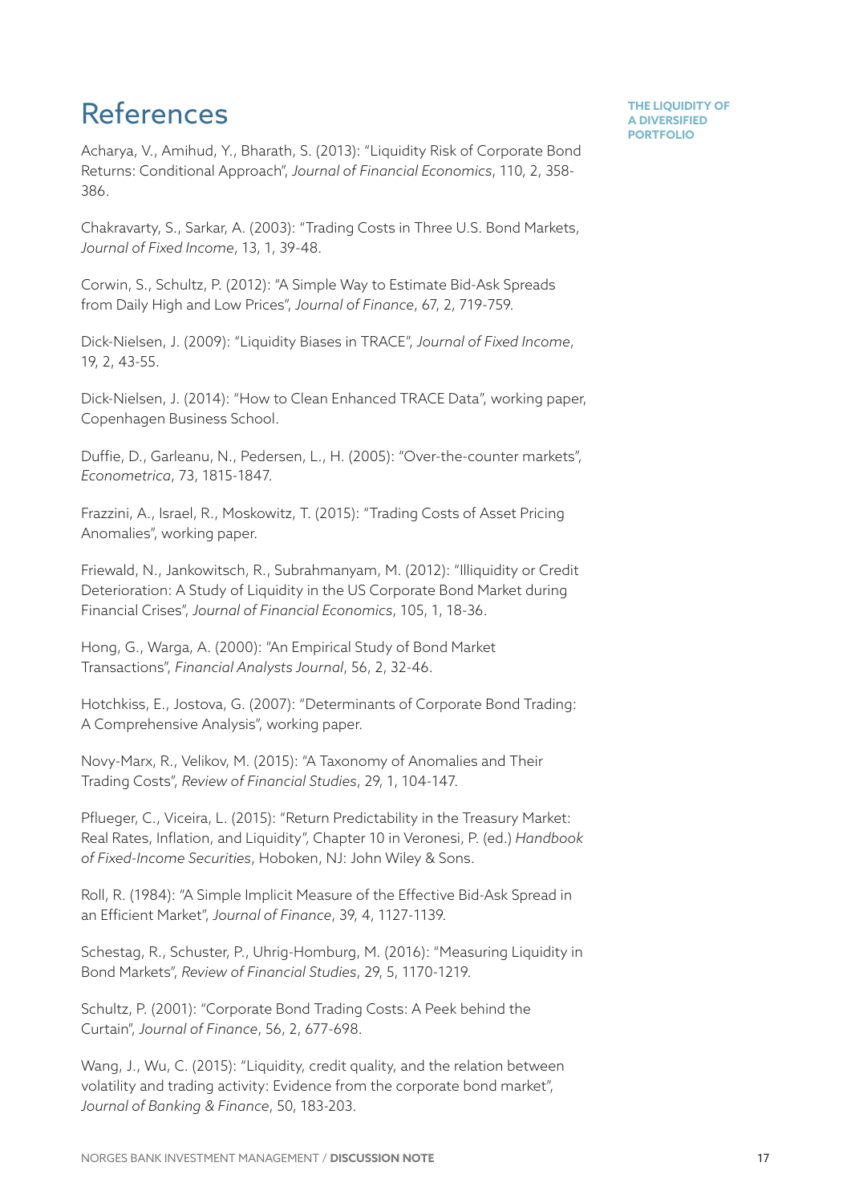# References

Acharya, V., Amihud, Y., Bharath, S. (2013): "Liquidity Risk of Corporate Bond Returns: Conditional Approach", *Journal of Financial Economics*, 110, 2, 358-386.

Chakravarty, S., Sarkar, A. (2003): "Trading Costs in Three U.S. Bond Markets, *Journal of Fixed Income*, 13, 1, 39-48.

Corwin, S., Schultz, P. (2012): "A Simple Way to Estimate Bid-Ask Spreads from Daily High and Low Prices", *Journal of Finance*, 67, 2, 719-759.

Dick-Nielsen, J. (2009): "Liquidity Biases in TRACE", *Journal of Fixed Income*, 19, 2, 43-55.

Dick-Nielsen, J. (2014): "How to Clean Enhanced TRACE Data", working paper, Copenhagen Business School.

Duffie, D., Garleanu, N., Pedersen, L., H. (2005): "Over-the-counter markets", *Econometrica*, 73, 1815-1847.

Frazzini, A., Israel, R., Moskowitz, T. (2015): "Trading Costs of Asset Pricing Anomalies", working paper.

Friewald, N., Jankowitsch, R., Subrahmanyam, M. (2012): "Illiquidity or Credit Deterioration: A Study of Liquidity in the US Corporate Bond Market during Financial Crises", *Journal of Financial Economics*, 105, 1, 18-36.

Hong, G., Warga, A. (2000): "An Empirical Study of Bond Market Transactions", *Financial Analysts Journal*, 56, 2, 32-46.

Hotchkiss, E., Jostova, G. (2007): "Determinants of Corporate Bond Trading: A Comprehensive Analysis", working paper.

Novy-Marx, R., Velikov, M. (2015): "A Taxonomy of Anomalies and Their Trading Costs", *Review of Financial Studies*, 29, 1, 104-147.

Pflueger, C., Viceira, L. (2015): "Return Predictability in the Treasury Market: Real Rates, Inflation, and Liquidity", Chapter 10 in Veronesi, P. (ed.) *Handbook of Fixed-Income Securities*, Hoboken, NJ: John Wiley & Sons.

Roll, R. (1984): "A Simple Implicit Measure of the Effective Bid-Ask Spread in an Efficient Market", *Journal of Finance*, 39, 4, 1127-1139.

Schestag, R., Schuster, P., Uhrig-Homburg, M. (2016): "Measuring Liquidity in Bond Markets", *Review of Financial Studies*, 29, 5, 1170-1219.

Schultz, P. (2001): "Corporate Bond Trading Costs: A Peek behind the Curtain", *Journal of Finance*, 56, 2, 677-698.

Wang, J., Wu, C. (2015): "Liquidity, credit quality, and the relation between volatility and trading activity: Evidence from the corporate bond market", *Journal of Banking & Finance*, 50, 183-203.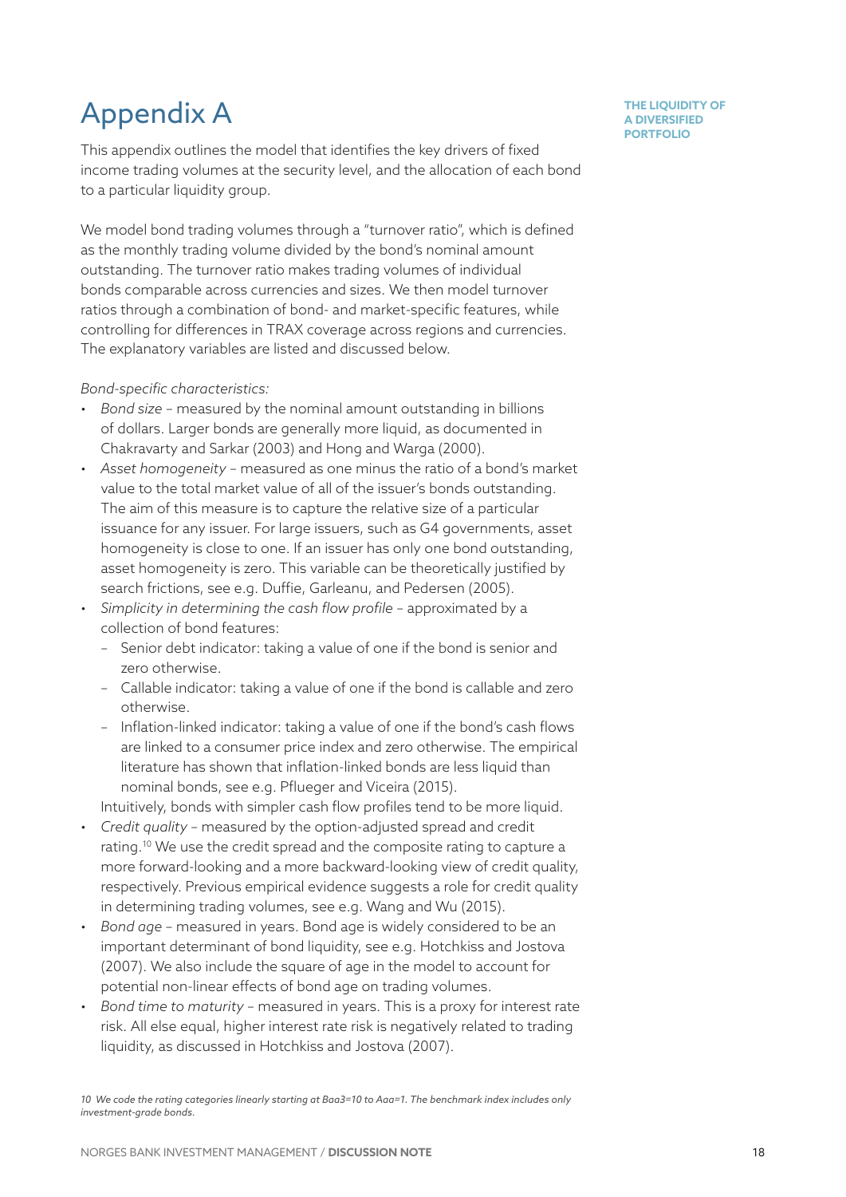# Appendix A

This appendix outlines the model that identifies the key drivers of fixed income trading volumes at the security level, and the allocation of each bond to a particular liquidity group.

We model bond trading volumes through a "turnover ratio", which is defined as the monthly trading volume divided by the bond's nominal amount outstanding. The turnover ratio makes trading volumes of individual bonds comparable across currencies and sizes. We then model turnover ratios through a combination of bond- and market-specific features, while controlling for differences in TRAX coverage across regions and currencies. The explanatory variables are listed and discussed below.

*Bond-specific characteristics:*

- *Bond size* – measured by the nominal amount outstanding in billions of dollars. Larger bonds are generally more liquid, as documented in Chakravarty and Sarkar (2003) and Hong and Warga (2000).
- *Asset homogeneity* – measured as one minus the ratio of a bond's market value to the total market value of all of the issuer's bonds outstanding. The aim of this measure is to capture the relative size of a particular issuance for any issuer. For large issuers, such as G4 governments, asset homogeneity is close to one. If an issuer has only one bond outstanding, asset homogeneity is zero. This variable can be theoretically justified by search frictions, see e.g. Duffie, Garleanu, and Pedersen (2005).
- *Simplicity in determining the cash flow profile* – approximated by a collection of bond features:
  - Senior debt indicator: taking a value of one if the bond is senior and zero otherwise.
  - Callable indicator: taking a value of one if the bond is callable and zero otherwise.
  - Inflation-linked indicator: taking a value of one if the bond's cash flows are linked to a consumer price index and zero otherwise. The empirical literature has shown that inflation-linked bonds are less liquid than nominal bonds, see e.g. Pflueger and Viceira (2015).

  Intuitively, bonds with simpler cash flow profiles tend to be more liquid.
- *Credit quality* – measured by the option-adjusted spread and credit rating.[10] We use the credit spread and the composite rating to capture a more forward-looking and a more backward-looking view of credit quality, respectively. Previous empirical evidence suggests a role for credit quality in determining trading volumes, see e.g. Wang and Wu (2015).
- *Bond age* – measured in years. Bond age is widely considered to be an important determinant of bond liquidity, see e.g. Hotchkiss and Jostova (2007). We also include the square of age in the model to account for potential non-linear effects of bond age on trading volumes.
- *Bond time to maturity* – measured in years. This is a proxy for interest rate risk. All else equal, higher interest rate risk is negatively related to trading liquidity, as discussed in Hotchkiss and Jostova (2007).

*10 We code the rating categories linearly starting at Baa3=10 to Aaa=1. The benchmark index includes only investment-grade bonds.*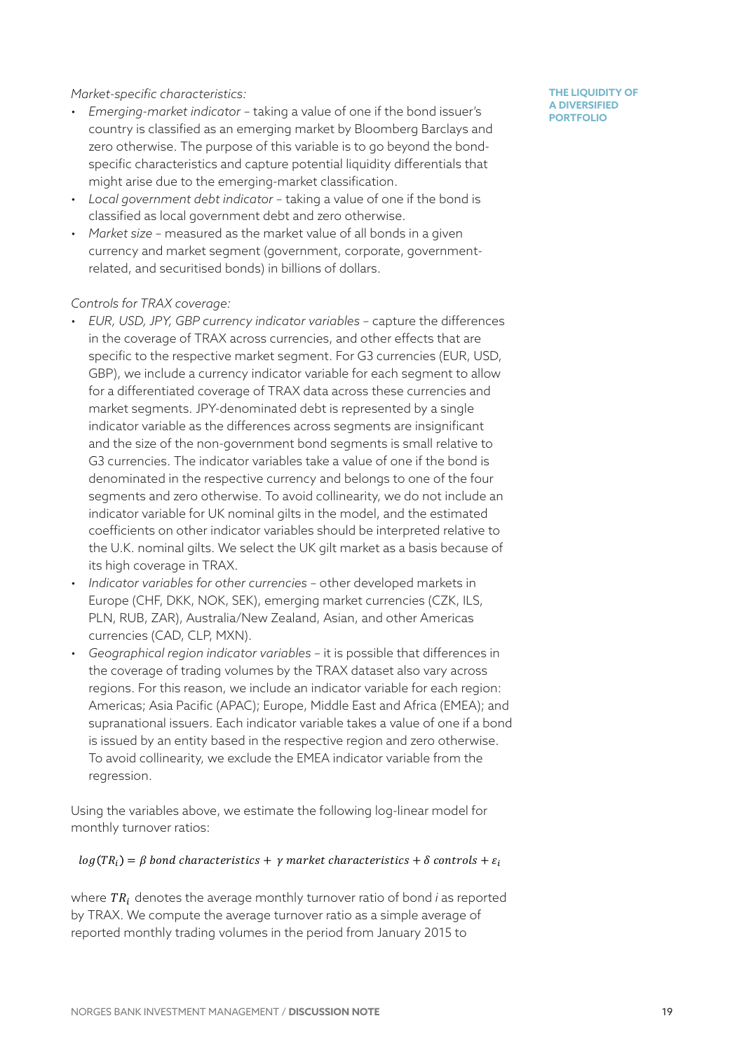*Market-specific characteristics:*

- *Emerging-market indicator* – taking a value of one if the bond issuer's country is classified as an emerging market by Bloomberg Barclays and zero otherwise. The purpose of this variable is to go beyond the bond-specific characteristics and capture potential liquidity differentials that might arise due to the emerging-market classification.
- *Local government debt indicator* – taking a value of one if the bond is classified as local government debt and zero otherwise.
- *Market size* – measured as the market value of all bonds in a given currency and market segment (government, corporate, government-related, and securitised bonds) in billions of dollars.

*Controls for TRAX coverage:*

- *EUR, USD, JPY, GBP currency indicator variables* – capture the differences in the coverage of TRAX across currencies, and other effects that are specific to the respective market segment. For G3 currencies (EUR, USD, GBP), we include a currency indicator variable for each segment to allow for a differentiated coverage of TRAX data across these currencies and market segments. JPY-denominated debt is represented by a single indicator variable as the differences across segments are insignificant and the size of the non-government bond segments is small relative to G3 currencies. The indicator variables take a value of one if the bond is denominated in the respective currency and belongs to one of the four segments and zero otherwise. To avoid collinearity, we do not include an indicator variable for UK nominal gilts in the model, and the estimated coefficients on other indicator variables should be interpreted relative to the U.K. nominal gilts. We select the UK gilt market as a basis because of its high coverage in TRAX.
- *Indicator variables for other currencies* – other developed markets in Europe (CHF, DKK, NOK, SEK), emerging market currencies (CZK, ILS, PLN, RUB, ZAR), Australia/New Zealand, Asian, and other Americas currencies (CAD, CLP, MXN).
- *Geographical region indicator variables* – it is possible that differences in the coverage of trading volumes by the TRAX dataset also vary across regions. For this reason, we include an indicator variable for each region: Americas; Asia Pacific (APAC); Europe, Middle East and Africa (EMEA); and supranational issuers. Each indicator variable takes a value of one if a bond is issued by an entity based in the respective region and zero otherwise. To avoid collinearity, we exclude the EMEA indicator variable from the regression.

Using the variables above, we estimate the following log-linear model for monthly turnover ratios:

$$log(TR_i) = \beta \; bond \; characteristics + \; \gamma \; market \; characteristics + \delta \; controls + \varepsilon_i$$

where $TR_i$ denotes the average monthly turnover ratio of bond *i* as reported by TRAX. We compute the average turnover ratio as a simple average of reported monthly trading volumes in the period from January 2015 to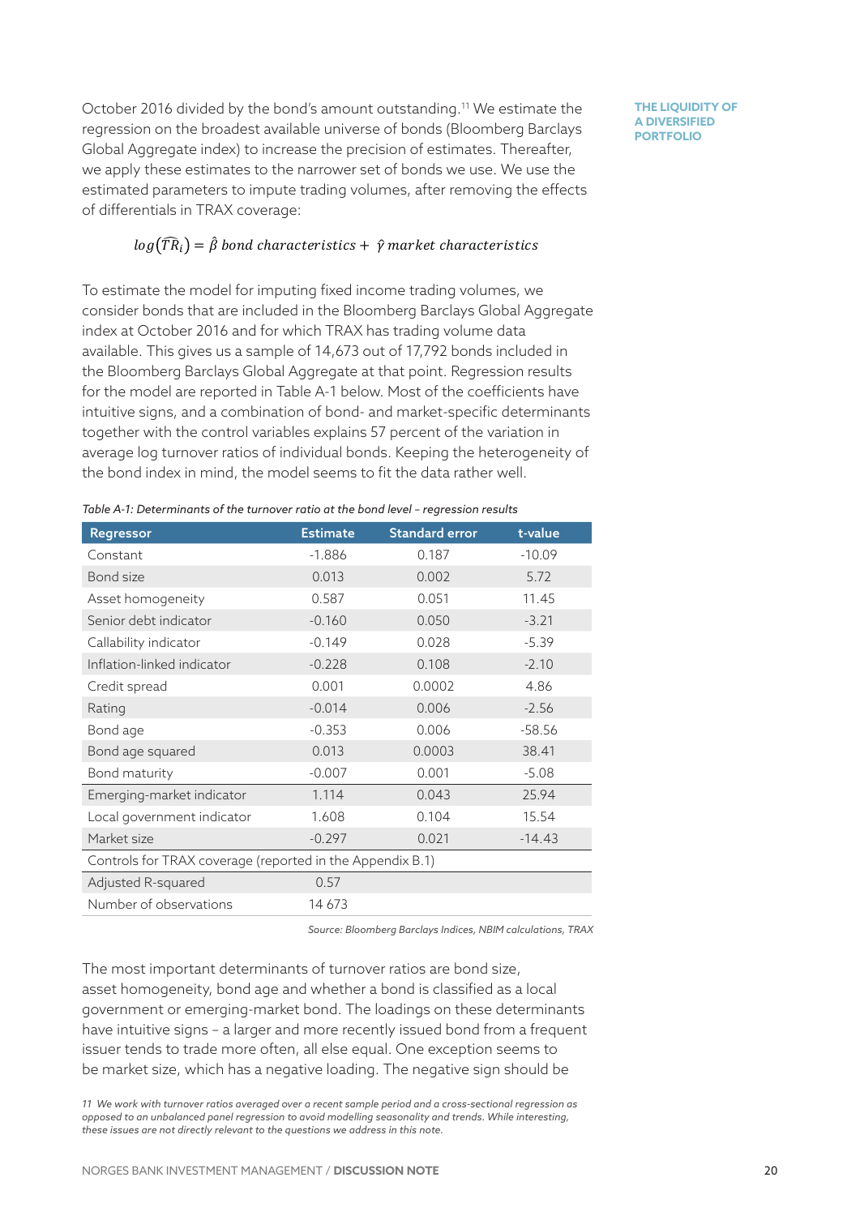October 2016 divided by the bond's amount outstanding.[11] We estimate the regression on the broadest available universe of bonds (Bloomberg Barclays Global Aggregate index) to increase the precision of estimates. Thereafter, we apply these estimates to the narrower set of bonds we use. We use the estimated parameters to impute trading volumes, after removing the effects of differentials in TRAX coverage:

$$log(\widehat{TR}_i) = \hat{\beta}\ bond\ characteristics + \hat{\gamma}\ market\ characteristics$$

To estimate the model for imputing fixed income trading volumes, we consider bonds that are included in the Bloomberg Barclays Global Aggregate index at October 2016 and for which TRAX has trading volume data available. This gives us a sample of 14,673 out of 17,792 bonds included in the Bloomberg Barclays Global Aggregate at that point. Regression results for the model are reported in Table A-1 below. Most of the coefficients have intuitive signs, and a combination of bond- and market-specific determinants together with the control variables explains 57 percent of the variation in average log turnover ratios of individual bonds. Keeping the heterogeneity of the bond index in mind, the model seems to fit the data rather well.

*Table A-1: Determinants of the turnover ratio at the bond level – regression results*

| Regressor | Estimate | Standard error | t-value |
|---|---|---|---|
| Constant | -1.886 | 0.187 | -10.09 |
| Bond size | 0.013 | 0.002 | 5.72 |
| Asset homogeneity | 0.587 | 0.051 | 11.45 |
| Senior debt indicator | -0.160 | 0.050 | -3.21 |
| Callability indicator | -0.149 | 0.028 | -5.39 |
| Inflation-linked indicator | -0.228 | 0.108 | -2.10 |
| Credit spread | 0.001 | 0.0002 | 4.86 |
| Rating | -0.014 | 0.006 | -2.56 |
| Bond age | -0.353 | 0.006 | -58.56 |
| Bond age squared | 0.013 | 0.0003 | 38.41 |
| Bond maturity | -0.007 | 0.001 | -5.08 |
| Emerging-market indicator | 1.114 | 0.043 | 25.94 |
| Local government indicator | 1.608 | 0.104 | 15.54 |
| Market size | -0.297 | 0.021 | -14.43 |
| Controls for TRAX coverage (reported in the Appendix B.1) | | | |
| Adjusted R-squared | 0.57 | | |
| Number of observations | 14 673 | | |

*Source: Bloomberg Barclays Indices, NBIM calculations, TRAX*

The most important determinants of turnover ratios are bond size, asset homogeneity, bond age and whether a bond is classified as a local government or emerging-market bond. The loadings on these determinants have intuitive signs – a larger and more recently issued bond from a frequent issuer tends to trade more often, all else equal. One exception seems to be market size, which has a negative loading. The negative sign should be

*11 We work with turnover ratios averaged over a recent sample period and a cross-sectional regression as opposed to an unbalanced panel regression to avoid modelling seasonality and trends. While interesting, these issues are not directly relevant to the questions we address in this note.*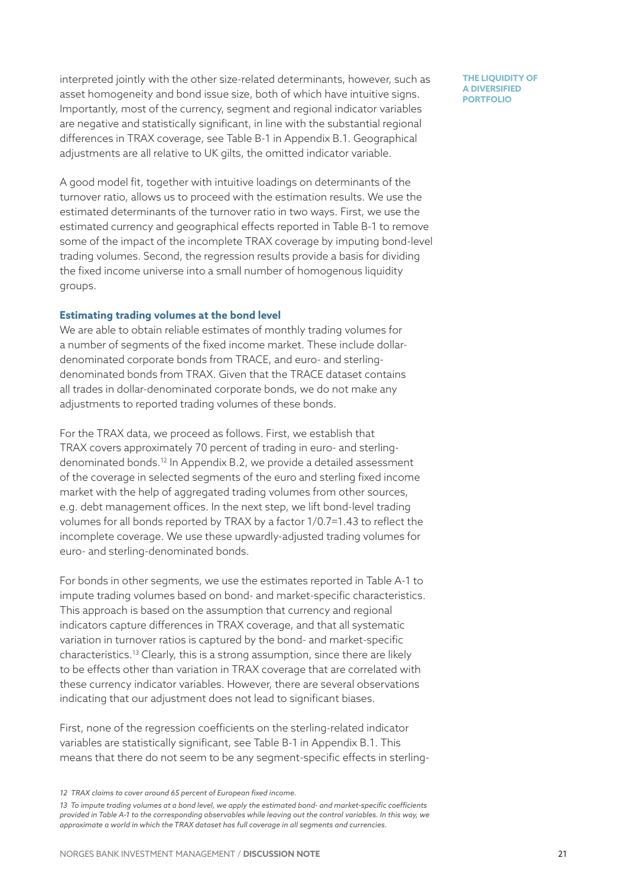interpreted jointly with the other size-related determinants, however, such as asset homogeneity and bond issue size, both of which have intuitive signs. Importantly, most of the currency, segment and regional indicator variables are negative and statistically significant, in line with the substantial regional differences in TRAX coverage, see Table B-1 in Appendix B.1. Geographical adjustments are all relative to UK gilts, the omitted indicator variable.

A good model fit, together with intuitive loadings on determinants of the turnover ratio, allows us to proceed with the estimation results. We use the estimated determinants of the turnover ratio in two ways. First, we use the estimated currency and geographical effects reported in Table B-1 to remove some of the impact of the incomplete TRAX coverage by imputing bond-level trading volumes. Second, the regression results provide a basis for dividing the fixed income universe into a small number of homogenous liquidity groups.

### Estimating trading volumes at the bond level

We are able to obtain reliable estimates of monthly trading volumes for a number of segments of the fixed income market. These include dollar-denominated corporate bonds from TRACE, and euro- and sterling-denominated bonds from TRAX. Given that the TRACE dataset contains all trades in dollar-denominated corporate bonds, we do not make any adjustments to reported trading volumes of these bonds.

For the TRAX data, we proceed as follows. First, we establish that TRAX covers approximately 70 percent of trading in euro- and sterling-denominated bonds.[12] In Appendix B.2, we provide a detailed assessment of the coverage in selected segments of the euro and sterling fixed income market with the help of aggregated trading volumes from other sources, e.g. debt management offices. In the next step, we lift bond-level trading volumes for all bonds reported by TRAX by a factor 1/0.7=1.43 to reflect the incomplete coverage. We use these upwardly-adjusted trading volumes for euro- and sterling-denominated bonds.

For bonds in other segments, we use the estimates reported in Table A-1 to impute trading volumes based on bond- and market-specific characteristics. This approach is based on the assumption that currency and regional indicators capture differences in TRAX coverage, and that all systematic variation in turnover ratios is captured by the bond- and market-specific characteristics.[13] Clearly, this is a strong assumption, since there are likely to be effects other than variation in TRAX coverage that are correlated with these currency indicator variables. However, there are several observations indicating that our adjustment does not lead to significant biases.

First, none of the regression coefficients on the sterling-related indicator variables are statistically significant, see Table B-1 in Appendix B.1. This means that there do not seem to be any segment-specific effects in sterling-

*12 TRAX claims to cover around 65 percent of European fixed income.*

*13 To impute trading volumes at a bond level, we apply the estimated bond- and market-specific coefficients provided in Table A-1 to the corresponding observables while leaving out the control variables. In this way, we approximate a world in which the TRAX dataset has full coverage in all segments and currencies.*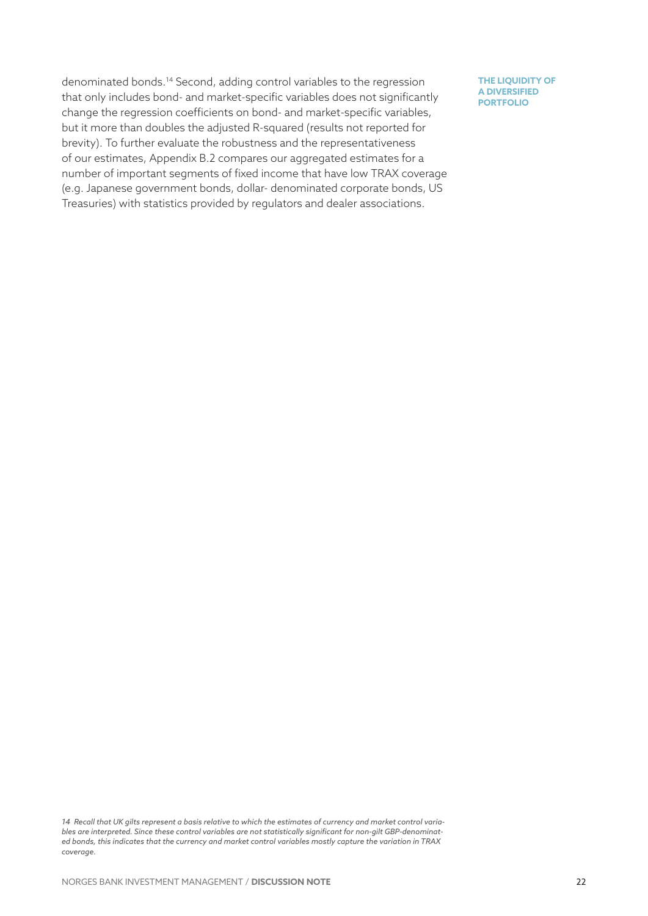denominated bonds.[14] Second, adding control variables to the regression that only includes bond- and market-specific variables does not significantly change the regression coefficients on bond- and market-specific variables, but it more than doubles the adjusted R-squared (results not reported for brevity). To further evaluate the robustness and the representativeness of our estimates, Appendix B.2 compares our aggregated estimates for a number of important segments of fixed income that have low TRAX coverage (e.g. Japanese government bonds, dollar- denominated corporate bonds, US Treasuries) with statistics provided by regulators and dealer associations.

*14 Recall that UK gilts represent a basis relative to which the estimates of currency and market control variables are interpreted. Since these control variables are not statistically significant for non-gilt GBP-denominated bonds, this indicates that the currency and market control variables mostly capture the variation in TRAX coverage.*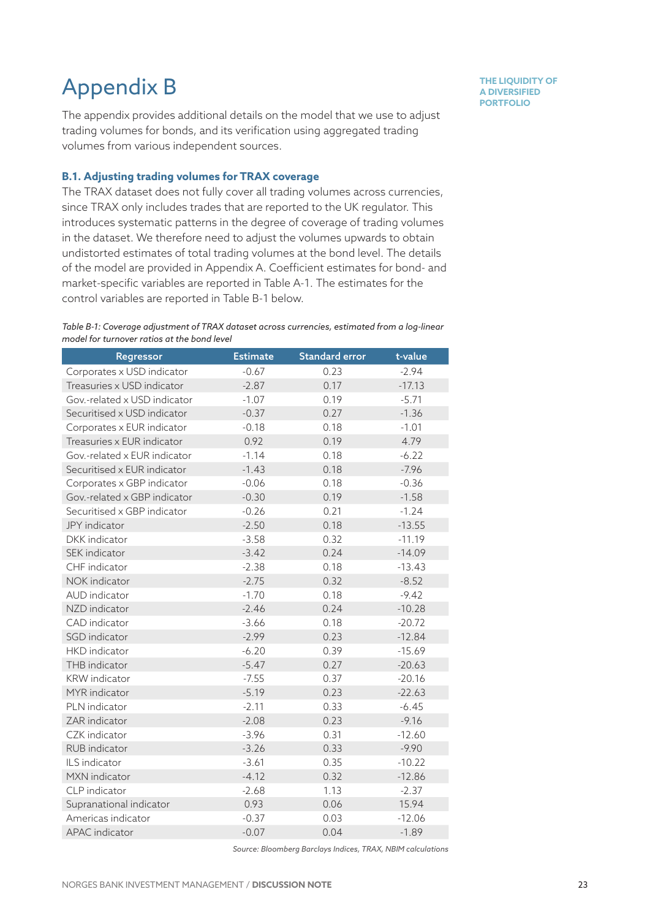# Appendix B

The appendix provides additional details on the model that we use to adjust trading volumes for bonds, and its verification using aggregated trading volumes from various independent sources.

### B.1. Adjusting trading volumes for TRAX coverage

The TRAX dataset does not fully cover all trading volumes across currencies, since TRAX only includes trades that are reported to the UK regulator. This introduces systematic patterns in the degree of coverage of trading volumes in the dataset. We therefore need to adjust the volumes upwards to obtain undistorted estimates of total trading volumes at the bond level. The details of the model are provided in Appendix A. Coefficient estimates for bond- and market-specific variables are reported in Table A-1. The estimates for the control variables are reported in Table B-1 below.

*Table B-1: Coverage adjustment of TRAX dataset across currencies, estimated from a log-linear model for turnover ratios at the bond level*

| Regressor | Estimate | Standard error | t-value |
|---|---|---|---|
| Corporates x USD indicator | -0.67 | 0.23 | -2.94 |
| Treasuries x USD indicator | -2.87 | 0.17 | -17.13 |
| Gov.-related x USD indicator | -1.07 | 0.19 | -5.71 |
| Securitised x USD indicator | -0.37 | 0.27 | -1.36 |
| Corporates x EUR indicator | -0.18 | 0.18 | -1.01 |
| Treasuries x EUR indicator | 0.92 | 0.19 | 4.79 |
| Gov.-related x EUR indicator | -1.14 | 0.18 | -6.22 |
| Securitised x EUR indicator | -1.43 | 0.18 | -7.96 |
| Corporates x GBP indicator | -0.06 | 0.18 | -0.36 |
| Gov.-related x GBP indicator | -0.30 | 0.19 | -1.58 |
| Securitised x GBP indicator | -0.26 | 0.21 | -1.24 |
| JPY indicator | -2.50 | 0.18 | -13.55 |
| DKK indicator | -3.58 | 0.32 | -11.19 |
| SEK indicator | -3.42 | 0.24 | -14.09 |
| CHF indicator | -2.38 | 0.18 | -13.43 |
| NOK indicator | -2.75 | 0.32 | -8.52 |
| AUD indicator | -1.70 | 0.18 | -9.42 |
| NZD indicator | -2.46 | 0.24 | -10.28 |
| CAD indicator | -3.66 | 0.18 | -20.72 |
| SGD indicator | -2.99 | 0.23 | -12.84 |
| HKD indicator | -6.20 | 0.39 | -15.69 |
| THB indicator | -5.47 | 0.27 | -20.63 |
| KRW indicator | -7.55 | 0.37 | -20.16 |
| MYR indicator | -5.19 | 0.23 | -22.63 |
| PLN indicator | -2.11 | 0.33 | -6.45 |
| ZAR indicator | -2.08 | 0.23 | -9.16 |
| CZK indicator | -3.96 | 0.31 | -12.60 |
| RUB indicator | -3.26 | 0.33 | -9.90 |
| ILS indicator | -3.61 | 0.35 | -10.22 |
| MXN indicator | -4.12 | 0.32 | -12.86 |
| CLP indicator | -2.68 | 1.13 | -2.37 |
| Supranational indicator | 0.93 | 0.06 | 15.94 |
| Americas indicator | -0.37 | 0.03 | -12.06 |
| APAC indicator | -0.07 | 0.04 | -1.89 |

*Source: Bloomberg Barclays Indices, TRAX, NBIM calculations*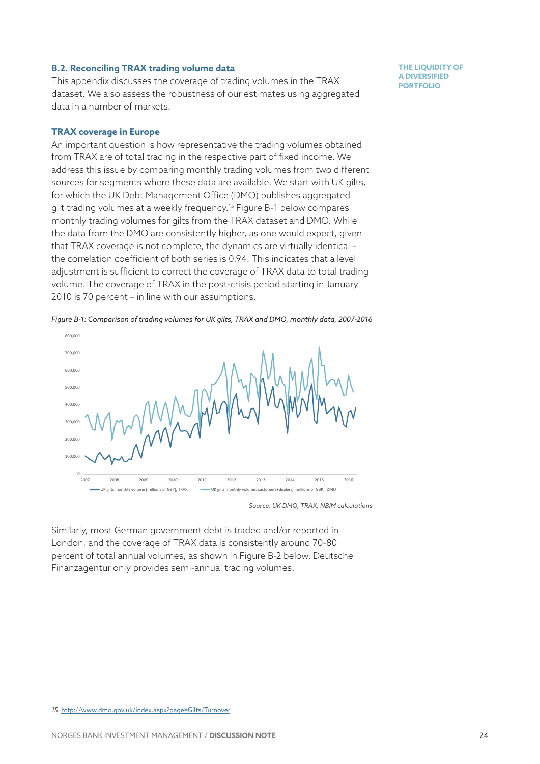### B.2. Reconciling TRAX trading volume data

This appendix discusses the coverage of trading volumes in the TRAX dataset. We also assess the robustness of our estimates using aggregated data in a number of markets.

#### TRAX coverage in Europe

An important question is how representative the trading volumes obtained from TRAX are of total trading in the respective part of fixed income. We address this issue by comparing monthly trading volumes from two different sources for segments where these data are available. We start with UK gilts, for which the UK Debt Management Office (DMO) publishes aggregated gilt trading volumes at a weekly frequency.[15] Figure B-1 below compares monthly trading volumes for gilts from the TRAX dataset and DMO. While the data from the DMO are consistently higher, as one would expect, given that TRAX coverage is not complete, the dynamics are virtually identical – the correlation coefficient of both series is 0.94. This indicates that a level adjustment is sufficient to correct the coverage of TRAX data to total trading volume. The coverage of TRAX in the post-crisis period starting in January 2010 is 70 percent – in line with our assumptions.

*Figure B-1: Comparison of trading volumes for UK gilts, TRAX and DMO, monthly data, 2007-2016*

*Source: UK DMO, TRAX, NBIM calculations*

Similarly, most German government debt is traded and/or reported in London, and the coverage of TRAX data is consistently around 70-80 percent of total annual volumes, as shown in Figure B-2 below. Deutsche Finanzagentur only provides semi-annual trading volumes.

15 http://www.dmo.gov.uk/index.aspx?page=Gilts/Turnover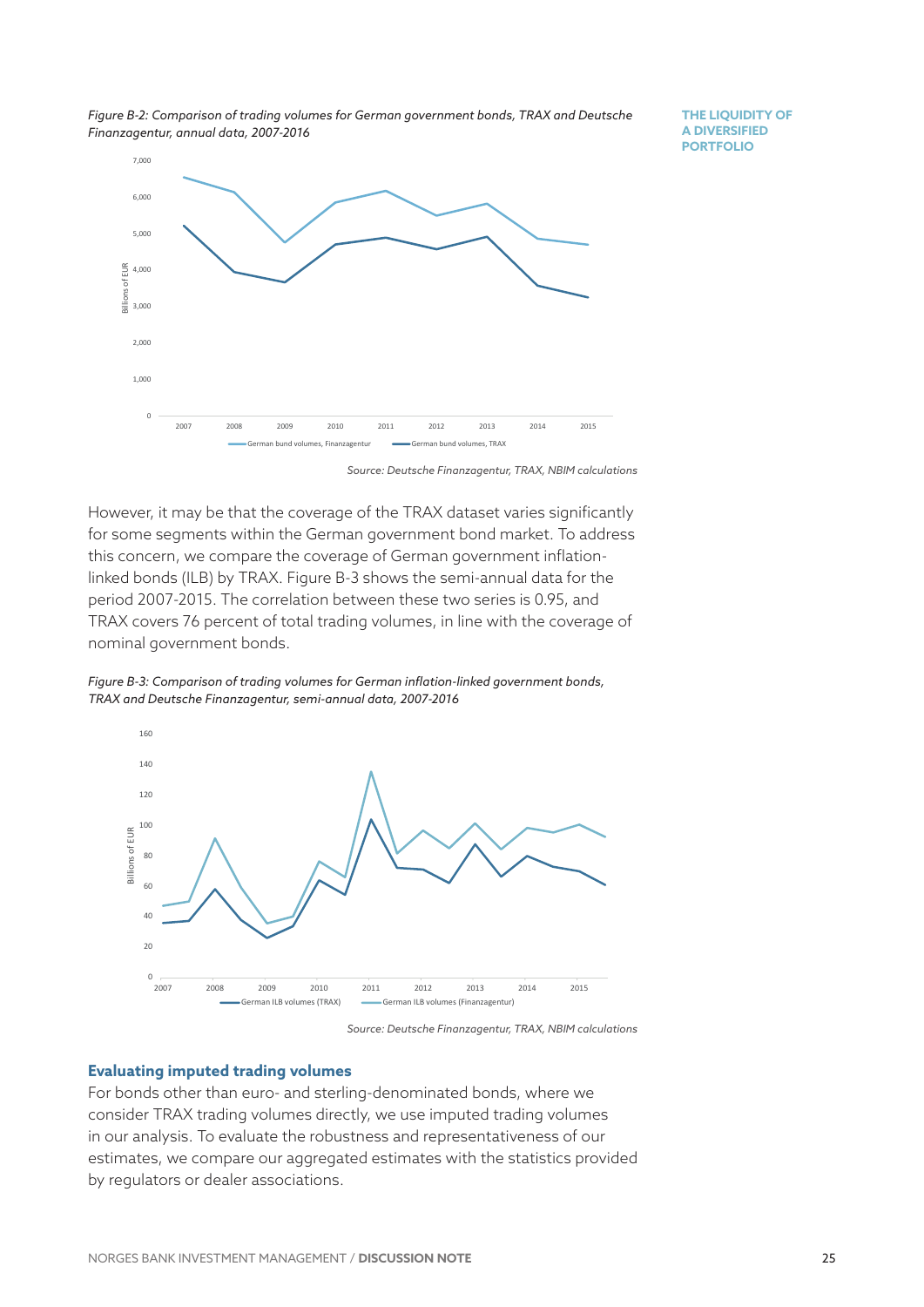*Figure B-2: Comparison of trading volumes for German government bonds, TRAX and Deutsche Finanzagentur, annual data, 2007-2016*

*Source: Deutsche Finanzagentur, TRAX, NBIM calculations*

However, it may be that the coverage of the TRAX dataset varies significantly for some segments within the German government bond market. To address this concern, we compare the coverage of German government inflation-linked bonds (ILB) by TRAX. Figure B-3 shows the semi-annual data for the period 2007-2015. The correlation between these two series is 0.95, and TRAX covers 76 percent of total trading volumes, in line with the coverage of nominal government bonds.

*Figure B-3: Comparison of trading volumes for German inflation-linked government bonds, TRAX and Deutsche Finanzagentur, semi-annual data, 2007-2016*

*Source: Deutsche Finanzagentur, TRAX, NBIM calculations*

### Evaluating imputed trading volumes

For bonds other than euro- and sterling-denominated bonds, where we consider TRAX trading volumes directly, we use imputed trading volumes in our analysis. To evaluate the robustness and representativeness of our estimates, we compare our aggregated estimates with the statistics provided by regulators or dealer associations.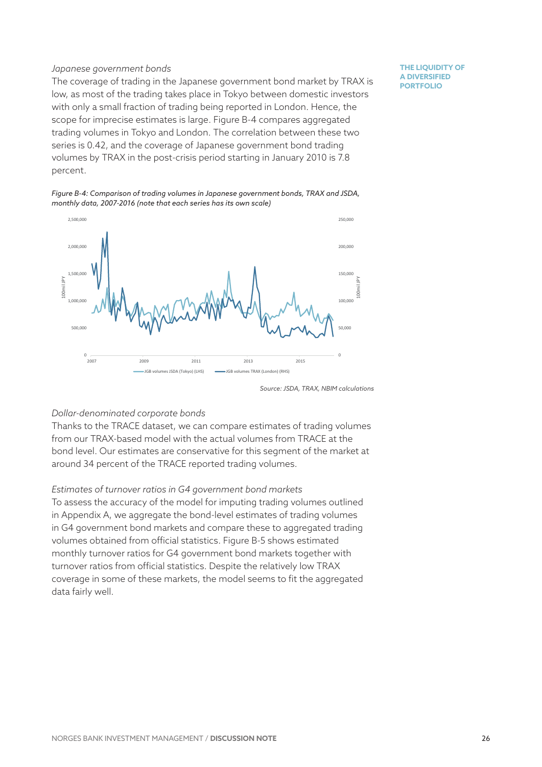*Japanese government bonds*

The coverage of trading in the Japanese government bond market by TRAX is low, as most of the trading takes place in Tokyo between domestic investors with only a small fraction of trading being reported in London. Hence, the scope for imprecise estimates is large. Figure B-4 compares aggregated trading volumes in Tokyo and London. The correlation between these two series is 0.42, and the coverage of Japanese government bond trading volumes by TRAX in the post-crisis period starting in January 2010 is 7.8 percent.

*Figure B-4: Comparison of trading volumes in Japanese government bonds, TRAX and JSDA, monthly data, 2007-2016 (note that each series has its own scale)*

*Source: JSDA, TRAX, NBIM calculations*

*Dollar-denominated corporate bonds*

Thanks to the TRACE dataset, we can compare estimates of trading volumes from our TRAX-based model with the actual volumes from TRACE at the bond level. Our estimates are conservative for this segment of the market at around 34 percent of the TRACE reported trading volumes.

*Estimates of turnover ratios in G4 government bond markets*

To assess the accuracy of the model for imputing trading volumes outlined in Appendix A, we aggregate the bond-level estimates of trading volumes in G4 government bond markets and compare these to aggregated trading volumes obtained from official statistics. Figure B-5 shows estimated monthly turnover ratios for G4 government bond markets together with turnover ratios from official statistics. Despite the relatively low TRAX coverage in some of these markets, the model seems to fit the aggregated data fairly well.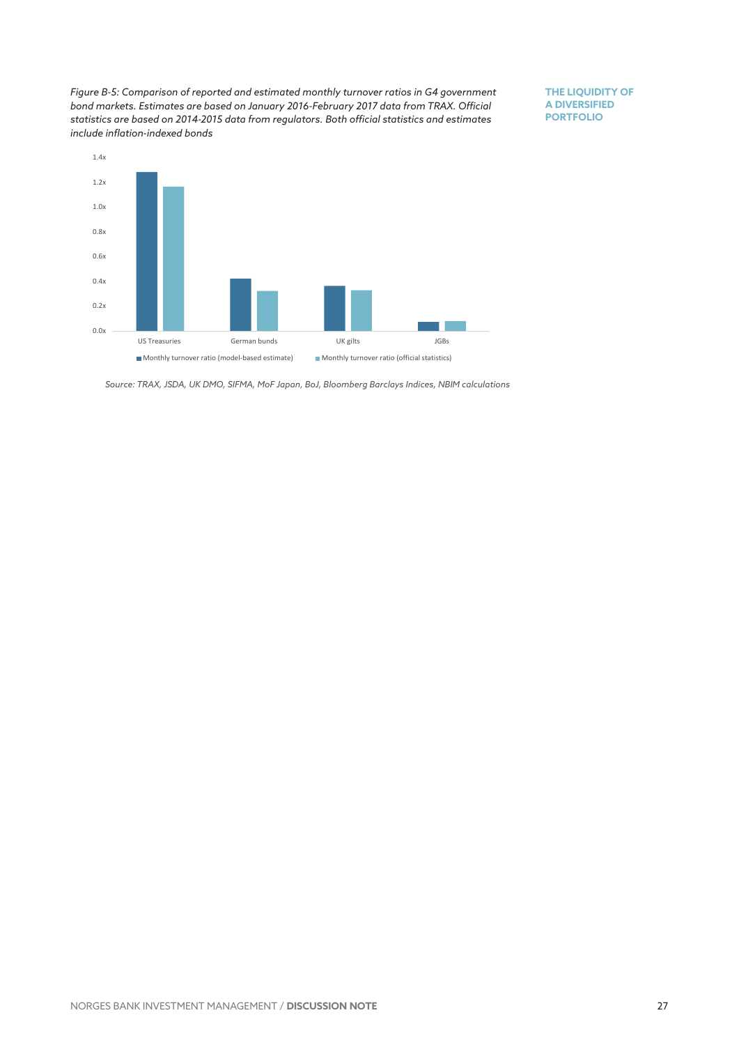*Figure B-5: Comparison of reported and estimated monthly turnover ratios in G4 government bond markets. Estimates are based on January 2016-February 2017 data from TRAX. Official statistics are based on 2014-2015 data from regulators. Both official statistics and estimates include inflation-indexed bonds*

1.4x
1.2x
1.0x
0.8x
0.6x
0.4x
0.2x
0.0x

US Treasuries
German bunds
UK gilts
JGBs

Monthly turnover ratio (model-based estimate)
Monthly turnover ratio (official statistics)

*Source: TRAX, JSDA, UK DMO, SIFMA, MoF Japan, BoJ, Bloomberg Barclays Indices, NBIM calculations*